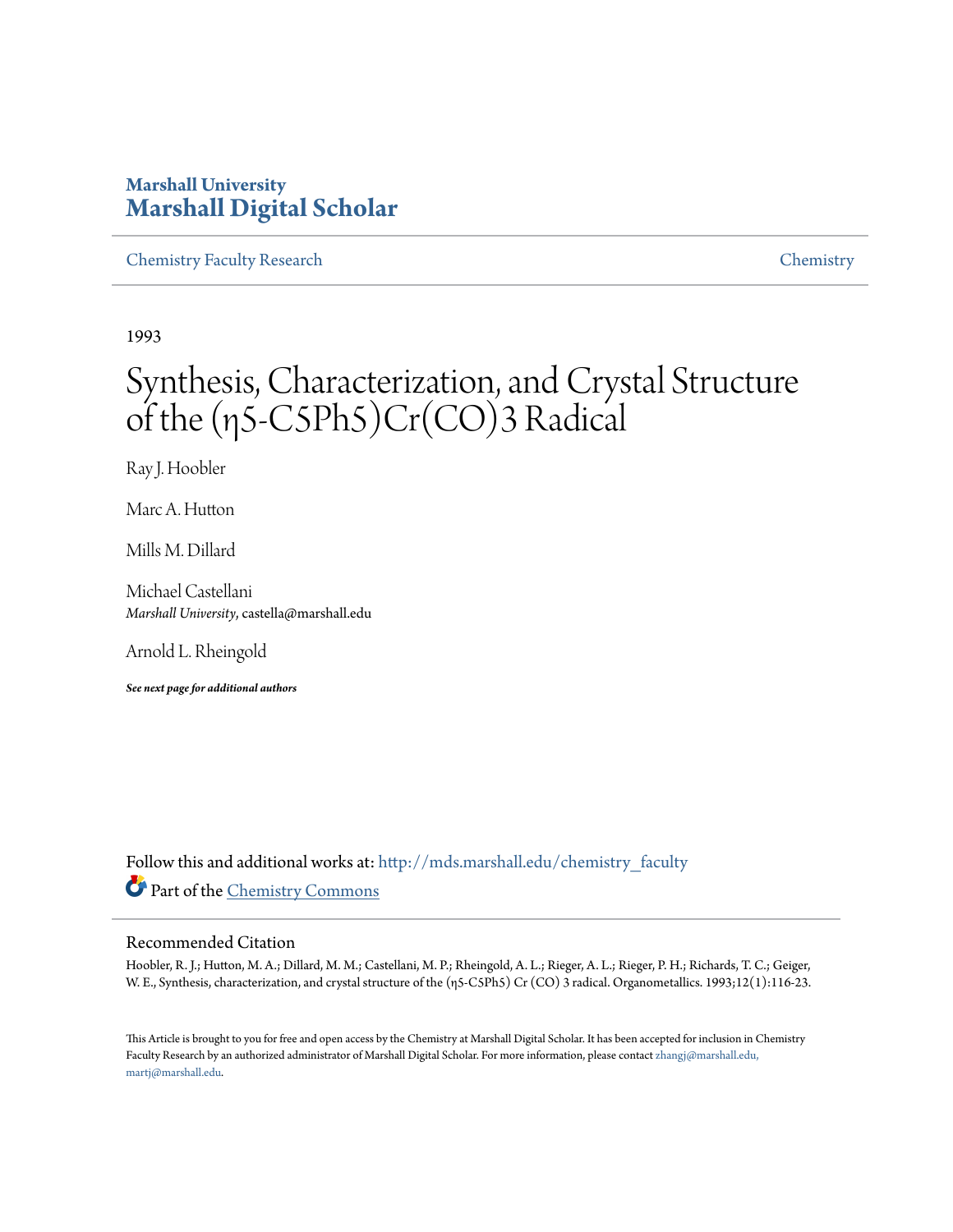# Marshall University
# Marshall Digital Scholar

Chemistry Faculty Research | Chemistry

1993

# Synthesis, Characterization, and Crystal Structure of the (η5-C5Ph5)Cr(CO)3 Radical

Ray J. Hoobler

Marc A. Hutton

Mills M. Dillard

Michael Castellani
*Marshall University*, castella@marshall.edu

Arnold L. Rheingold

***See next page for additional authors***

Follow this and additional works at: http://mds.marshall.edu/chemistry_faculty
Part of the Chemistry Commons

## Recommended Citation

Hoobler, R. J.; Hutton, M. A.; Dillard, M. M.; Castellani, M. P.; Rheingold, A. L.; Rieger, A. L.; Rieger, P. H.; Richards, T. C.; Geiger, W. E., Synthesis, characterization, and crystal structure of the (η5-C5Ph5) Cr (CO) 3 radical. Organometallics. 1993;12(1):116-23.

This Article is brought to you for free and open access by the Chemistry at Marshall Digital Scholar. It has been accepted for inclusion in Chemistry Faculty Research by an authorized administrator of Marshall Digital Scholar. For more information, please contact zhangj@marshall.edu, martj@marshall.edu.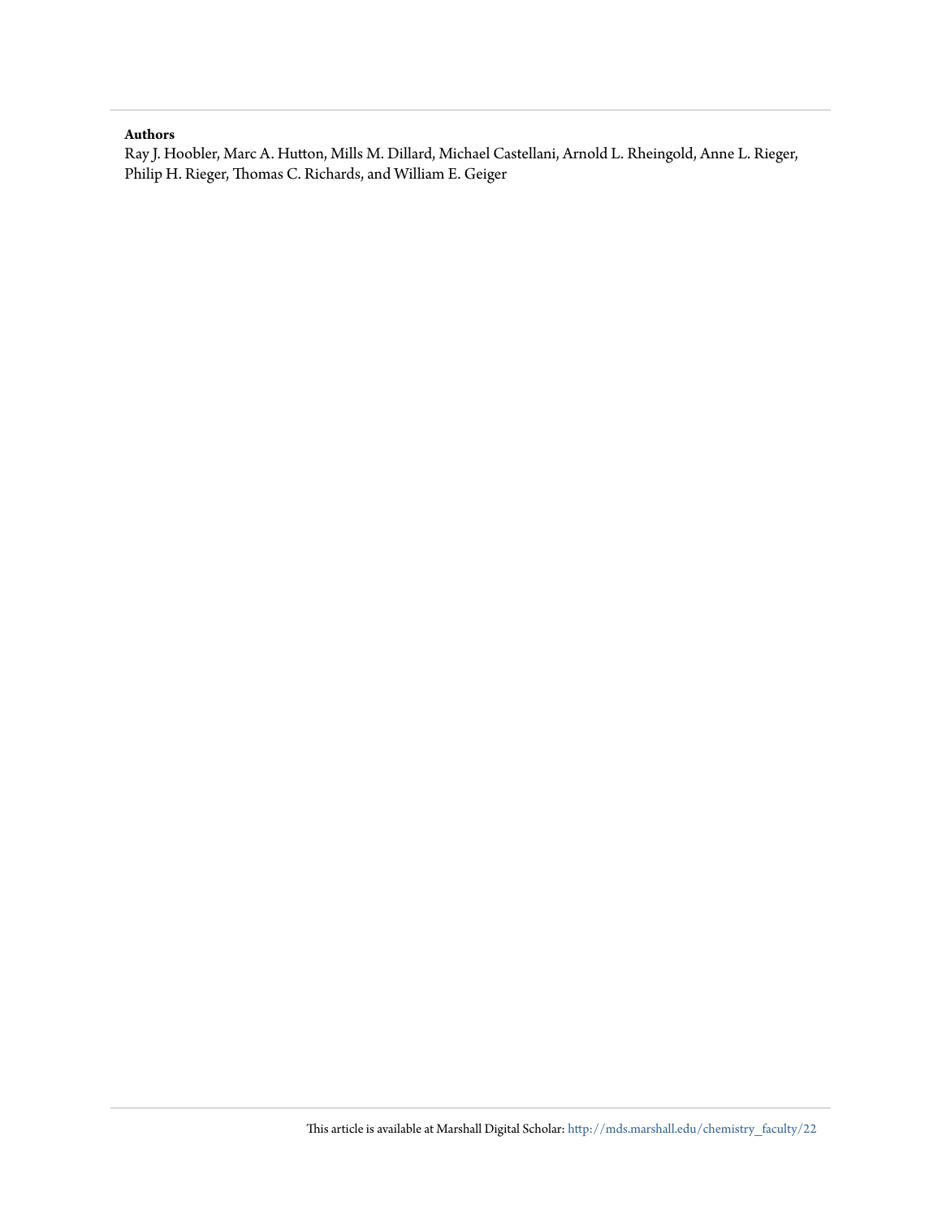**Authors**

Ray J. Hoobler, Marc A. Hutton, Mills M. Dillard, Michael Castellani, Arnold L. Rheingold, Anne L. Rieger, Philip H. Rieger, Thomas C. Richards, and William E. Geiger

This article is available at Marshall Digital Scholar: http://mds.marshall.edu/chemistry_faculty/22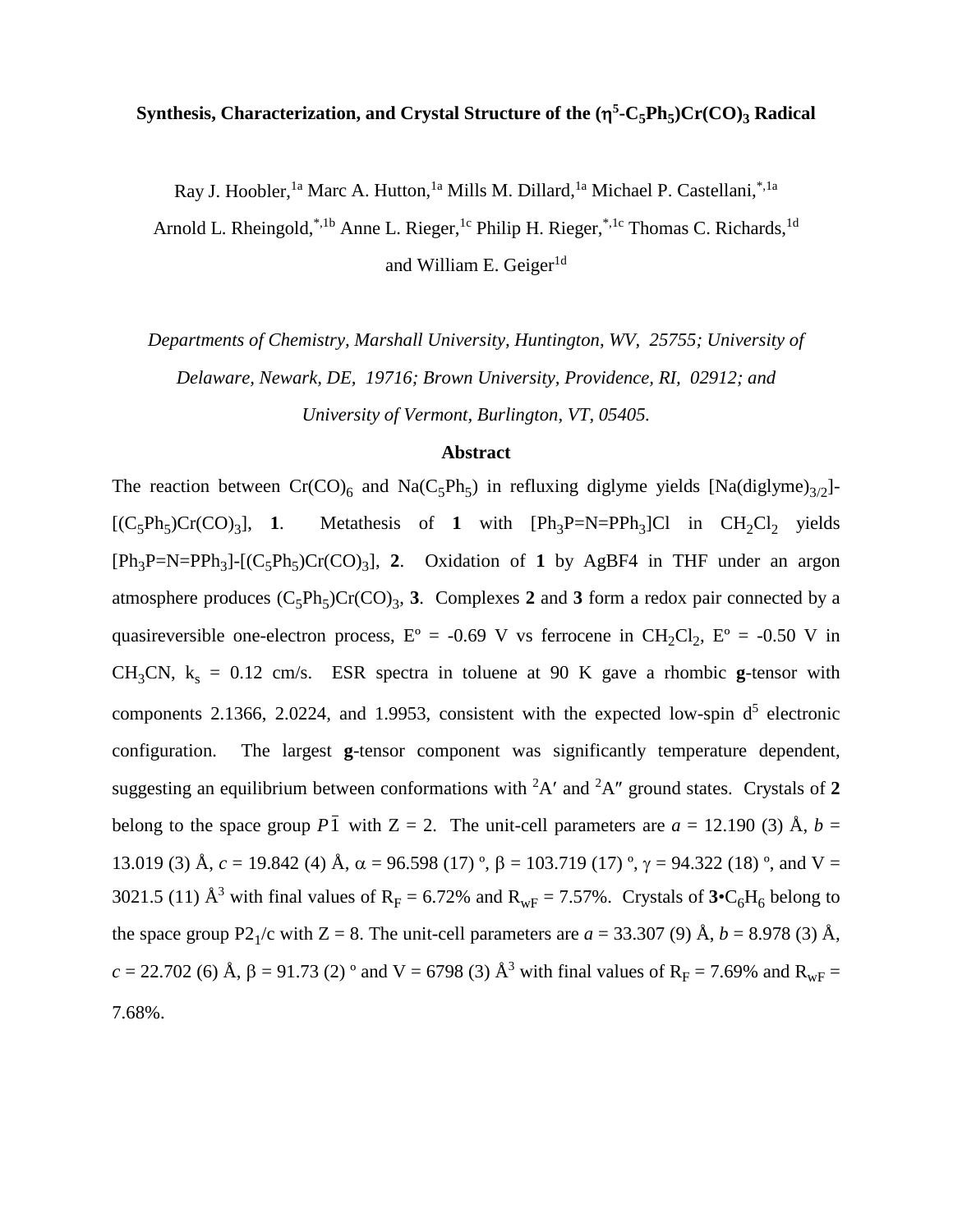# Synthesis, Characterization, and Crystal Structure of the ($\eta^5$-$C_5Ph_5$)$Cr(CO)_3$ Radical

Ray J. Hoobler,[1a] Marc A. Hutton,[1a] Mills M. Dillard,[1a] Michael P. Castellani,[*,1a] Arnold L. Rheingold,[*,1b] Anne L. Rieger,[1c] Philip H. Rieger,[*,1c] Thomas C. Richards,[1d] and William E. Geiger[1d]

*Departments of Chemistry, Marshall University, Huntington, WV, 25755; University of Delaware, Newark, DE, 19716; Brown University, Providence, RI, 02912; and University of Vermont, Burlington, VT, 05405.*

## Abstract

The reaction between $Cr(CO)_6$ and $Na(C_5Ph_5)$ in refluxing diglyme yields $[Na(diglyme)_{3/2}]$-$[(C_5Ph_5)Cr(CO)_3]$, **1**. Metathesis of **1** with $[Ph_3P{=}N{=}PPh_3]Cl$ in $CH_2Cl_2$ yields $[Ph_3P{=}N{=}PPh_3]$-$[(C_5Ph_5)Cr(CO)_3]$, **2**. Oxidation of **1** by AgBF4 in THF under an argon atmosphere produces $(C_5Ph_5)Cr(CO)_3$, **3**. Complexes **2** and **3** form a redox pair connected by a quasireversible one-electron process, E° = -0.69 V vs ferrocene in $CH_2Cl_2$, E° = -0.50 V in $CH_3CN$, $k_s$ = 0.12 cm/s. ESR spectra in toluene at 90 K gave a rhombic **g**-tensor with components 2.1366, 2.0224, and 1.9953, consistent with the expected low-spin $d^5$ electronic configuration. The largest **g**-tensor component was significantly temperature dependent, suggesting an equilibrium between conformations with $^2A'$ and $^2A''$ ground states. Crystals of **2** belong to the space group $P\bar{1}$ with Z = 2. The unit-cell parameters are *a* = 12.190 (3) Å, *b* = 13.019 (3) Å, *c* = 19.842 (4) Å, α = 96.598 (17) º, β = 103.719 (17) º, γ = 94.322 (18) º, and V = 3021.5 (11) Å$^3$ with final values of $R_F$ = 6.72% and $R_{wF}$ = 7.57%. Crystals of **3**•$C_6H_6$ belong to the space group $P2_1/c$ with Z = 8. The unit-cell parameters are *a* = 33.307 (9) Å, *b* = 8.978 (3) Å, *c* = 22.702 (6) Å, β = 91.73 (2) º and V = 6798 (3) Å$^3$ with final values of $R_F$ = 7.69% and $R_{wF}$ = 7.68%.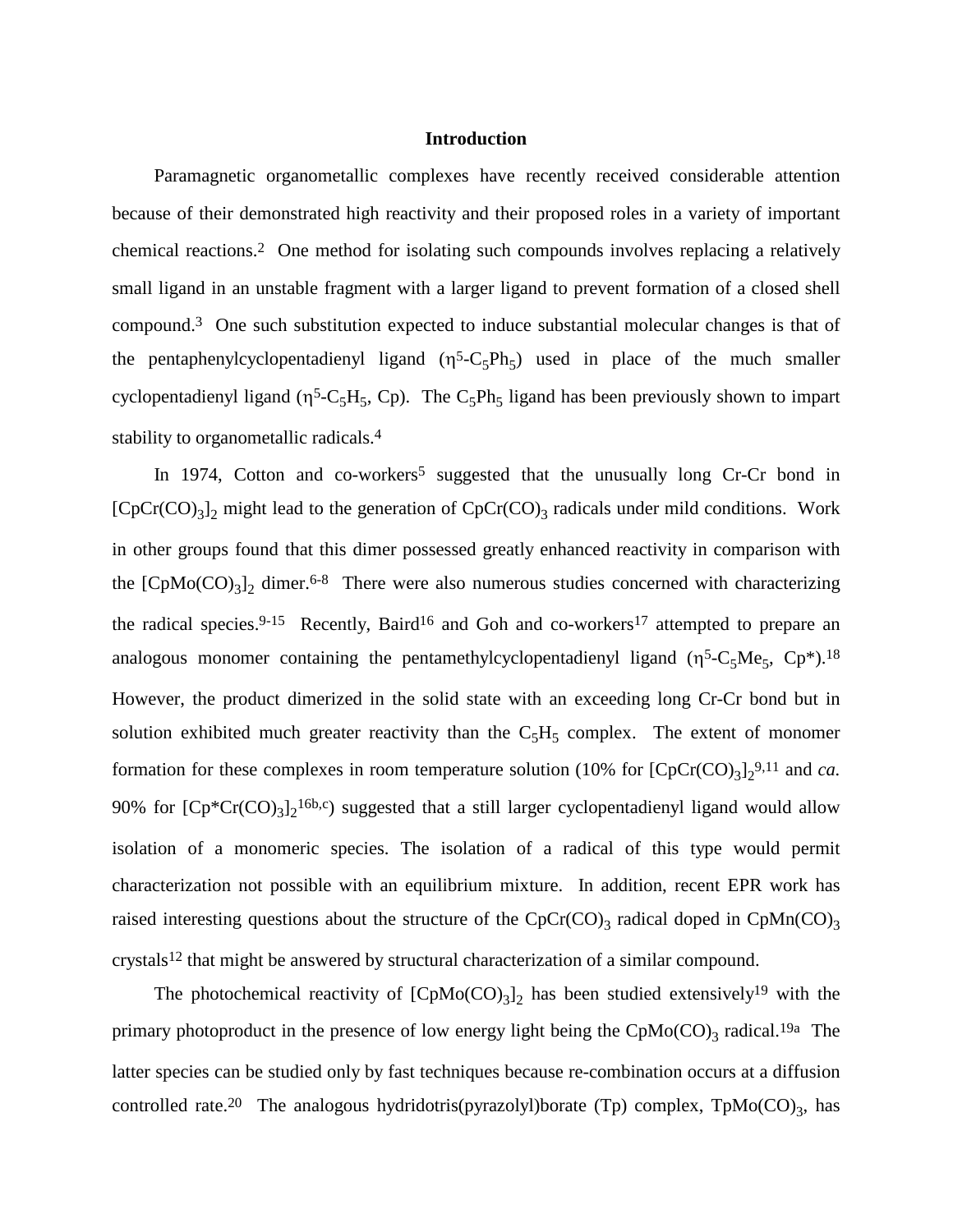## Introduction

Paramagnetic organometallic complexes have recently received considerable attention because of their demonstrated high reactivity and their proposed roles in a variety of important chemical reactions.[2] One method for isolating such compounds involves replacing a relatively small ligand in an unstable fragment with a larger ligand to prevent formation of a closed shell compound.[3] One such substitution expected to induce substantial molecular changes is that of the pentaphenylcyclopentadienyl ligand ($\eta^5$-$C_5Ph_5$) used in place of the much smaller cyclopentadienyl ligand ($\eta^5$-$C_5H_5$, Cp). The $C_5Ph_5$ ligand has been previously shown to impart stability to organometallic radicals.[4]

In 1974, Cotton and co-workers[5] suggested that the unusually long Cr-Cr bond in $[CpCr(CO)_3]_2$ might lead to the generation of $CpCr(CO)_3$ radicals under mild conditions. Work in other groups found that this dimer possessed greatly enhanced reactivity in comparison with the $[CpMo(CO)_3]_2$ dimer.[6-8] There were also numerous studies concerned with characterizing the radical species.[9-15] Recently, Baird[16] and Goh and co-workers[17] attempted to prepare an analogous monomer containing the pentamethylcyclopentadienyl ligand ($\eta^5$-$C_5Me_5$, Cp*).[18] However, the product dimerized in the solid state with an exceeding long Cr-Cr bond but in solution exhibited much greater reactivity than the $C_5H_5$ complex. The extent of monomer formation for these complexes in room temperature solution (10% for $[CpCr(CO)_3]_2$[9,11] and *ca.* 90% for $[Cp^*Cr(CO)_3]_2$[16b,c]) suggested that a still larger cyclopentadienyl ligand would allow isolation of a monomeric species. The isolation of a radical of this type would permit characterization not possible with an equilibrium mixture. In addition, recent EPR work has raised interesting questions about the structure of the $CpCr(CO)_3$ radical doped in $CpMn(CO)_3$ crystals[12] that might be answered by structural characterization of a similar compound.

The photochemical reactivity of $[CpMo(CO)_3]_2$ has been studied extensively[19] with the primary photoproduct in the presence of low energy light being the $CpMo(CO)_3$ radical.[19a] The latter species can be studied only by fast techniques because re-combination occurs at a diffusion controlled rate.[20] The analogous hydridotris(pyrazolyl)borate (Tp) complex, $TpMo(CO)_3$, has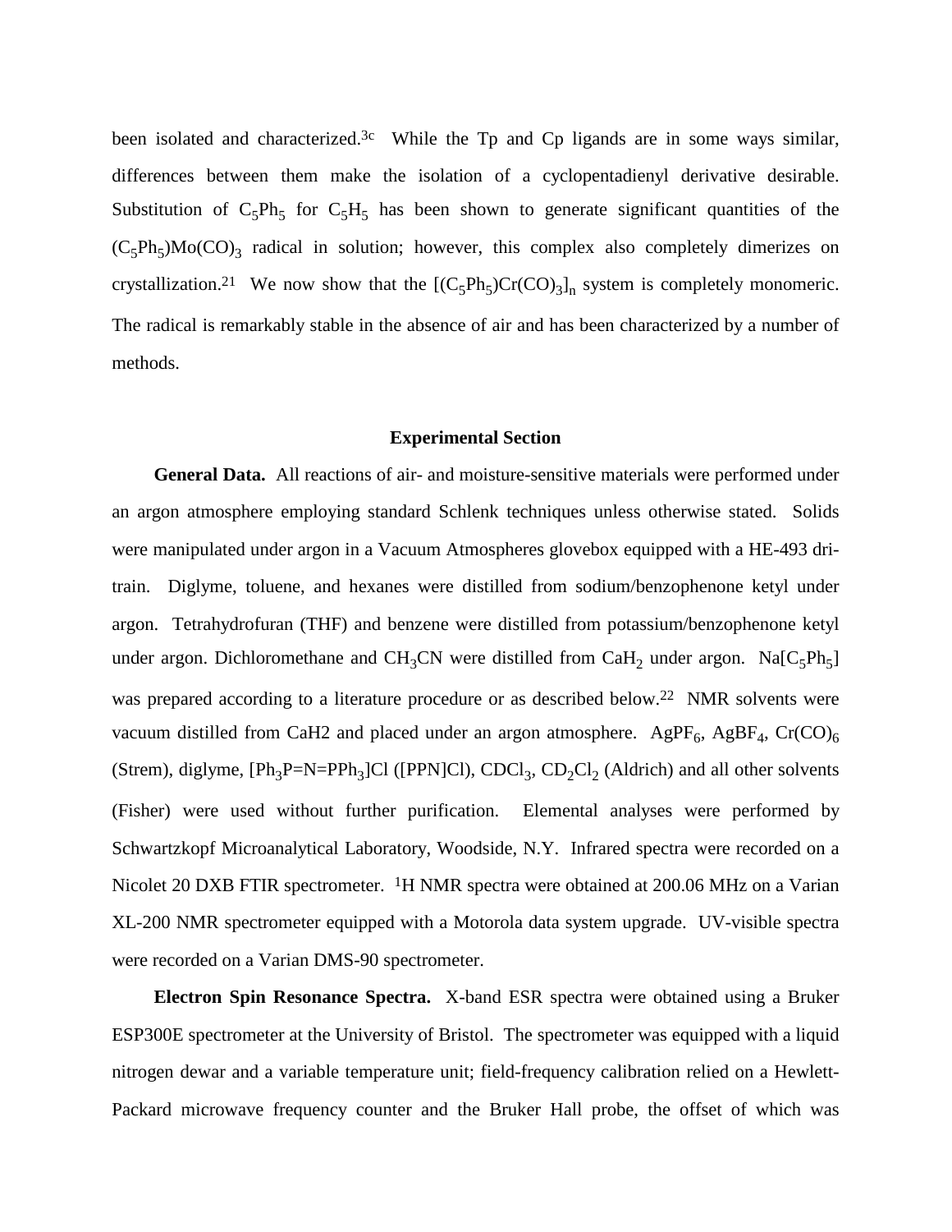been isolated and characterized.[3c] While the Tp and Cp ligands are in some ways similar, differences between them make the isolation of a cyclopentadienyl derivative desirable. Substitution of $C_5Ph_5$ for $C_5H_5$ has been shown to generate significant quantities of the $(C_5Ph_5)Mo(CO)_3$ radical in solution; however, this complex also completely dimerizes on crystallization.[21] We now show that the $[(C_5Ph_5)Cr(CO)_3]_n$ system is completely monomeric. The radical is remarkably stable in the absence of air and has been characterized by a number of methods.

## Experimental Section

**General Data.** All reactions of air- and moisture-sensitive materials were performed under an argon atmosphere employing standard Schlenk techniques unless otherwise stated. Solids were manipulated under argon in a Vacuum Atmospheres glovebox equipped with a HE-493 dri-train. Diglyme, toluene, and hexanes were distilled from sodium/benzophenone ketyl under argon. Tetrahydrofuran (THF) and benzene were distilled from potassium/benzophenone ketyl under argon. Dichloromethane and $CH_3CN$ were distilled from $CaH_2$ under argon. $Na[C_5Ph_5]$ was prepared according to a literature procedure or as described below.[22] NMR solvents were vacuum distilled from CaH2 and placed under an argon atmosphere. $AgPF_6$, $AgBF_4$, $Cr(CO)_6$ (Strem), diglyme, $[Ph_3P{=}N{=}PPh_3]Cl$ ([PPN]Cl), $CDCl_3$, $CD_2Cl_2$ (Aldrich) and all other solvents (Fisher) were used without further purification. Elemental analyses were performed by Schwartzkopf Microanalytical Laboratory, Woodside, N.Y. Infrared spectra were recorded on a Nicolet 20 DXB FTIR spectrometer. $^1H$ NMR spectra were obtained at 200.06 MHz on a Varian XL-200 NMR spectrometer equipped with a Motorola data system upgrade. UV-visible spectra were recorded on a Varian DMS-90 spectrometer.

**Electron Spin Resonance Spectra.** X-band ESR spectra were obtained using a Bruker ESP300E spectrometer at the University of Bristol. The spectrometer was equipped with a liquid nitrogen dewar and a variable temperature unit; field-frequency calibration relied on a Hewlett-Packard microwave frequency counter and the Bruker Hall probe, the offset of which was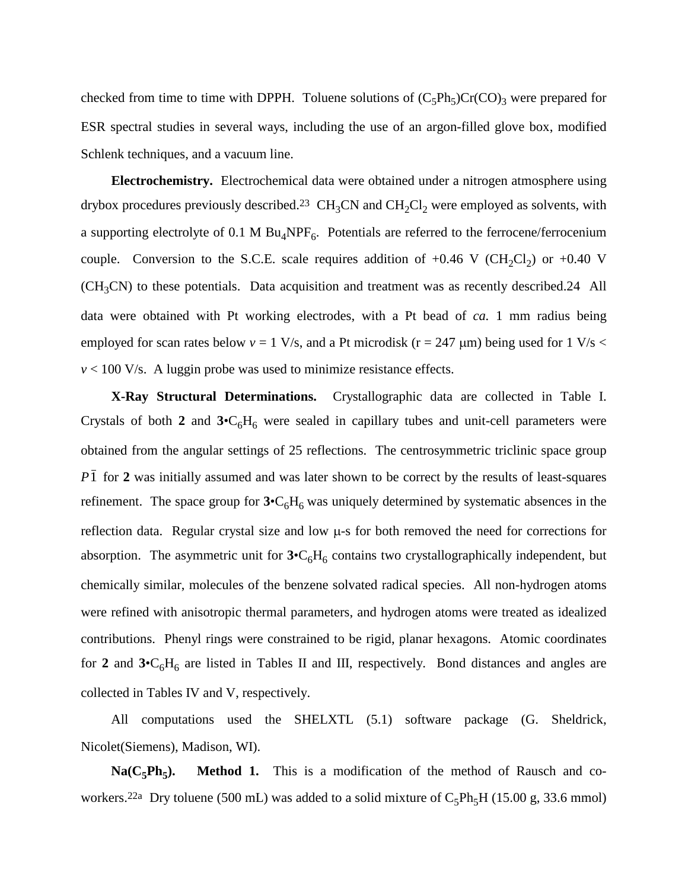checked from time to time with DPPH. Toluene solutions of $(C_5Ph_5)Cr(CO)_3$ were prepared for ESR spectral studies in several ways, including the use of an argon-filled glove box, modified Schlenk techniques, and a vacuum line.

**Electrochemistry.** Electrochemical data were obtained under a nitrogen atmosphere using drybox procedures previously described.[23] $CH_3CN$ and $CH_2Cl_2$ were employed as solvents, with a supporting electrolyte of 0.1 M $Bu_4NPF_6$. Potentials are referred to the ferrocene/ferrocenium couple. Conversion to the S.C.E. scale requires addition of +0.46 V ($CH_2Cl_2$) or +0.40 V ($CH_3CN$) to these potentials. Data acquisition and treatment was as recently described.24 All data were obtained with Pt working electrodes, with a Pt bead of *ca.* 1 mm radius being employed for scan rates below $v$ = 1 V/s, and a Pt microdisk (r = 247 μm) being used for 1 V/s < $v$ < 100 V/s. A luggin probe was used to minimize resistance effects.

**X-Ray Structural Determinations.** Crystallographic data are collected in Table I. Crystals of both **2** and **3**•$C_6H_6$ were sealed in capillary tubes and unit-cell parameters were obtained from the angular settings of 25 reflections. The centrosymmetric triclinic space group $P\bar{1}$ for **2** was initially assumed and was later shown to be correct by the results of least-squares refinement. The space group for **3**•$C_6H_6$ was uniquely determined by systematic absences in the reflection data. Regular crystal size and low μ-s for both removed the need for corrections for absorption. The asymmetric unit for **3**•$C_6H_6$ contains two crystallographically independent, but chemically similar, molecules of the benzene solvated radical species. All non-hydrogen atoms were refined with anisotropic thermal parameters, and hydrogen atoms were treated as idealized contributions. Phenyl rings were constrained to be rigid, planar hexagons. Atomic coordinates for **2** and **3**•$C_6H_6$ are listed in Tables II and III, respectively. Bond distances and angles are collected in Tables IV and V, respectively.

All computations used the SHELXTL (5.1) software package (G. Sheldrick, Nicolet(Siemens), Madison, WI).

**Na($C_5Ph_5$). Method 1.** This is a modification of the method of Rausch and co-workers.[22a] Dry toluene (500 mL) was added to a solid mixture of $C_5Ph_5H$ (15.00 g, 33.6 mmol)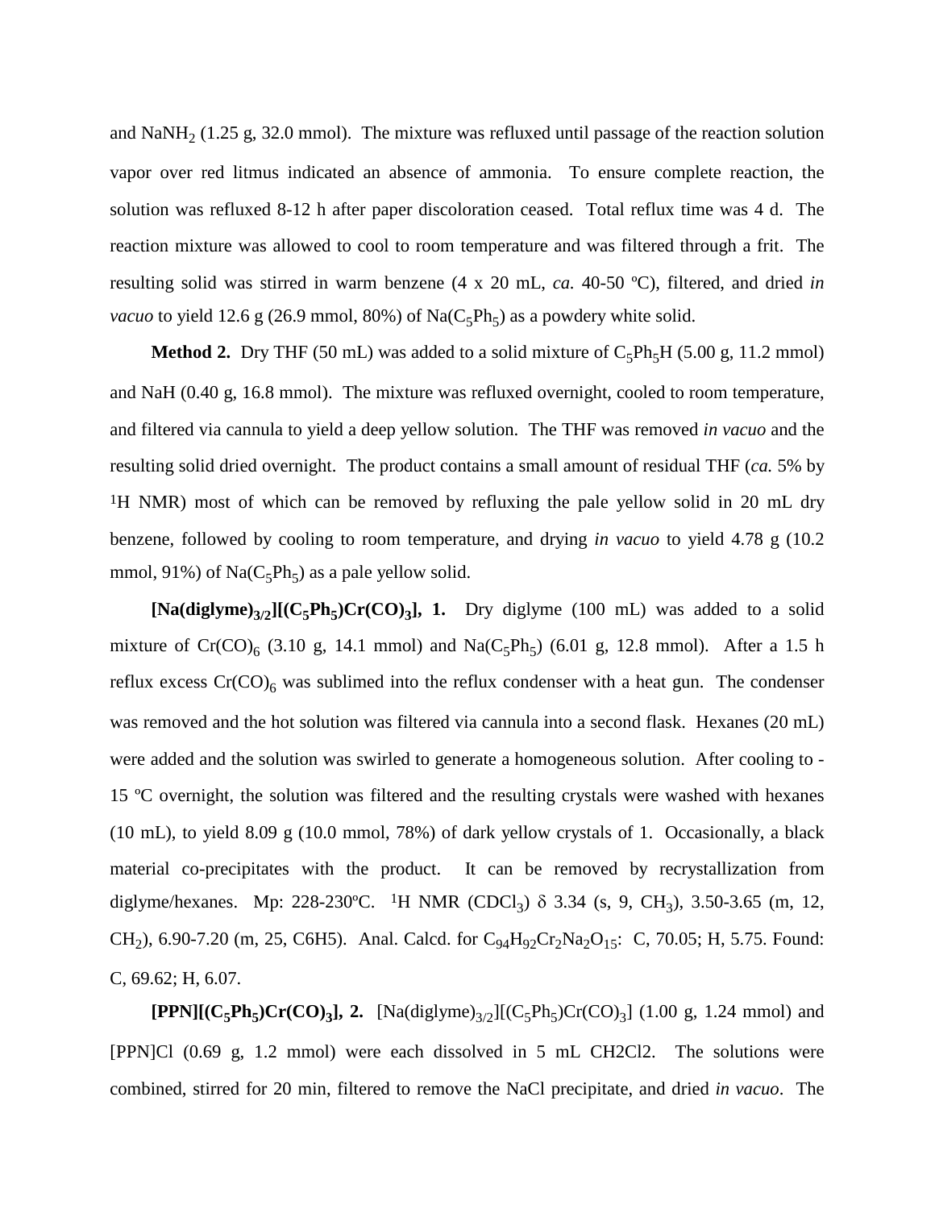and $NaNH_2$ (1.25 g, 32.0 mmol). The mixture was refluxed until passage of the reaction solution vapor over red litmus indicated an absence of ammonia. To ensure complete reaction, the solution was refluxed 8-12 h after paper discoloration ceased. Total reflux time was 4 d. The reaction mixture was allowed to cool to room temperature and was filtered through a frit. The resulting solid was stirred in warm benzene (4 x 20 mL, *ca.* 40-50 ºC), filtered, and dried *in vacuo* to yield 12.6 g (26.9 mmol, 80%) of $Na(C_5Ph_5)$ as a powdery white solid.

**Method 2.** Dry THF (50 mL) was added to a solid mixture of $C_5Ph_5H$ (5.00 g, 11.2 mmol) and NaH (0.40 g, 16.8 mmol). The mixture was refluxed overnight, cooled to room temperature, and filtered via cannula to yield a deep yellow solution. The THF was removed *in vacuo* and the resulting solid dried overnight. The product contains a small amount of residual THF (*ca.* 5% by $^1$H NMR) most of which can be removed by refluxing the pale yellow solid in 20 mL dry benzene, followed by cooling to room temperature, and drying *in vacuo* to yield 4.78 g (10.2 mmol, 91%) of $Na(C_5Ph_5)$ as a pale yellow solid.

**[Na(diglyme)$_{3/2}$][($C_5Ph_5$)Cr(CO)$_3$], 1.** Dry diglyme (100 mL) was added to a solid mixture of $Cr(CO)_6$ (3.10 g, 14.1 mmol) and $Na(C_5Ph_5)$ (6.01 g, 12.8 mmol). After a 1.5 h reflux excess $Cr(CO)_6$ was sublimed into the reflux condenser with a heat gun. The condenser was removed and the hot solution was filtered via cannula into a second flask. Hexanes (20 mL) were added and the solution was swirled to generate a homogeneous solution. After cooling to -15 ºC overnight, the solution was filtered and the resulting crystals were washed with hexanes (10 mL), to yield 8.09 g (10.0 mmol, 78%) of dark yellow crystals of 1. Occasionally, a black material co-precipitates with the product. It can be removed by recrystallization from diglyme/hexanes. Mp: 228-230ºC. $^1$H NMR ($CDCl_3$) $\delta$ 3.34 (s, 9, $CH_3$), 3.50-3.65 (m, 12, $CH_2$), 6.90-7.20 (m, 25, C6H5). Anal. Calcd. for $C_{94}H_{92}Cr_2Na_2O_{15}$: C, 70.05; H, 5.75. Found: C, 69.62; H, 6.07.

**[PPN][($C_5Ph_5$)Cr(CO)$_3$], 2.** [Na(diglyme)$_{3/2}$][($C_5Ph_5$)Cr(CO)$_3$] (1.00 g, 1.24 mmol) and [PPN]Cl (0.69 g, 1.2 mmol) were each dissolved in 5 mL CH2Cl2. The solutions were combined, stirred for 20 min, filtered to remove the NaCl precipitate, and dried *in vacuo*. The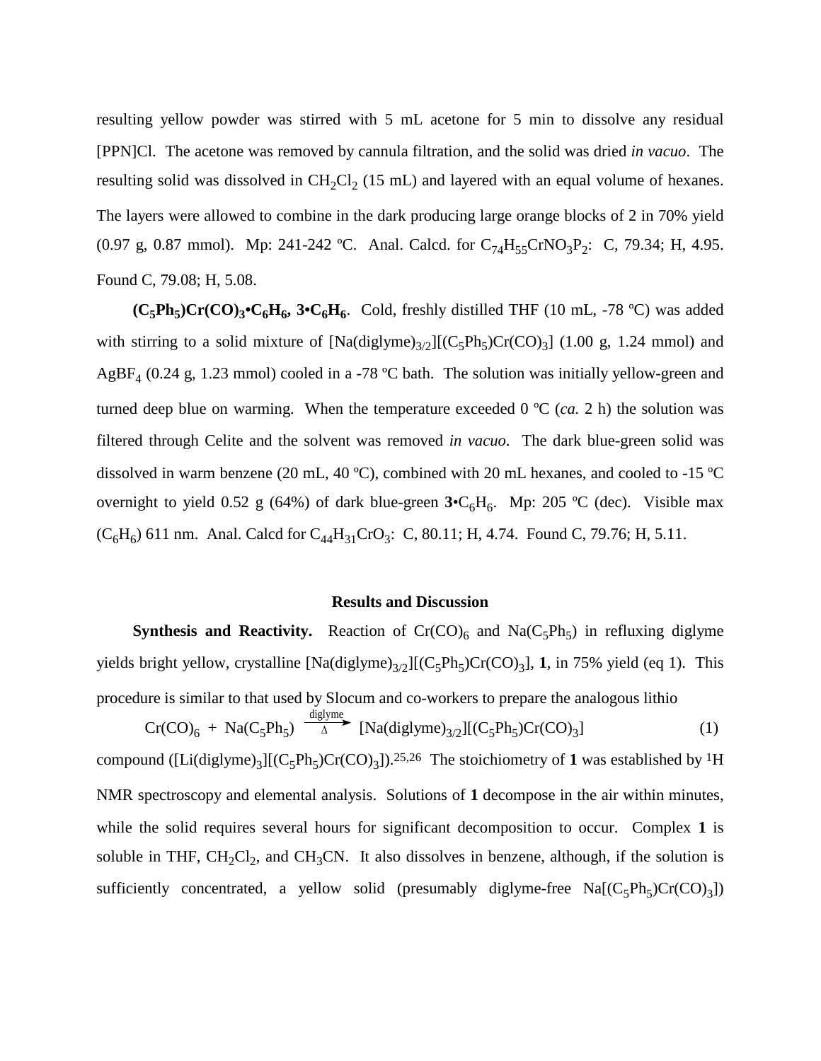resulting yellow powder was stirred with 5 mL acetone for 5 min to dissolve any residual [PPN]Cl. The acetone was removed by cannula filtration, and the solid was dried *in vacuo*. The resulting solid was dissolved in $CH_2Cl_2$ (15 mL) and layered with an equal volume of hexanes. The layers were allowed to combine in the dark producing large orange blocks of 2 in 70% yield (0.97 g, 0.87 mmol). Mp: 241-242 ºC. Anal. Calcd. for $C_{74}H_{55}CrNO_3P_2$: C, 79.34; H, 4.95. Found C, 79.08; H, 5.08.

**$(C_5Ph_5)Cr(CO)_3$•$C_6H_6$, 3•$C_6H_6$.** Cold, freshly distilled THF (10 mL, -78 ºC) was added with stirring to a solid mixture of $[Na(diglyme)_{3/2}][(C_5Ph_5)Cr(CO)_3]$ (1.00 g, 1.24 mmol) and $AgBF_4$ (0.24 g, 1.23 mmol) cooled in a -78 ºC bath. The solution was initially yellow-green and turned deep blue on warming. When the temperature exceeded 0 ºC (*ca.* 2 h) the solution was filtered through Celite and the solvent was removed *in vacuo*. The dark blue-green solid was dissolved in warm benzene (20 mL, 40 ºC), combined with 20 mL hexanes, and cooled to -15 ºC overnight to yield 0.52 g (64%) of dark blue-green **3**•$C_6H_6$. Mp: 205 ºC (dec). Visible max ($C_6H_6$) 611 nm. Anal. Calcd for $C_{44}H_{31}CrO_3$: C, 80.11; H, 4.74. Found C, 79.76; H, 5.11.

## Results and Discussion

**Synthesis and Reactivity.** Reaction of $Cr(CO)_6$ and $Na(C_5Ph_5)$ in refluxing diglyme yields bright yellow, crystalline $[Na(diglyme)_{3/2}][(C_5Ph_5)Cr(CO)_3]$, **1**, in 75% yield (eq 1). This procedure is similar to that used by Slocum and co-workers to prepare the analogous lithio

$$Cr(CO)_6 + Na(C_5Ph_5) \xrightarrow[\Delta]{\text{diglyme}} [Na(diglyme)_{3/2}][(C_5Ph_5)Cr(CO)_3] \quad (1)$$

compound ($[Li(diglyme)_3][(C_5Ph_5)Cr(CO)_3]$).[25,26] The stoichiometry of **1** was established by $^1H$ NMR spectroscopy and elemental analysis. Solutions of **1** decompose in the air within minutes, while the solid requires several hours for significant decomposition to occur. Complex **1** is soluble in THF, $CH_2Cl_2$, and $CH_3CN$. It also dissolves in benzene, although, if the solution is sufficiently concentrated, a yellow solid (presumably diglyme-free $Na[(C_5Ph_5)Cr(CO)_3]$)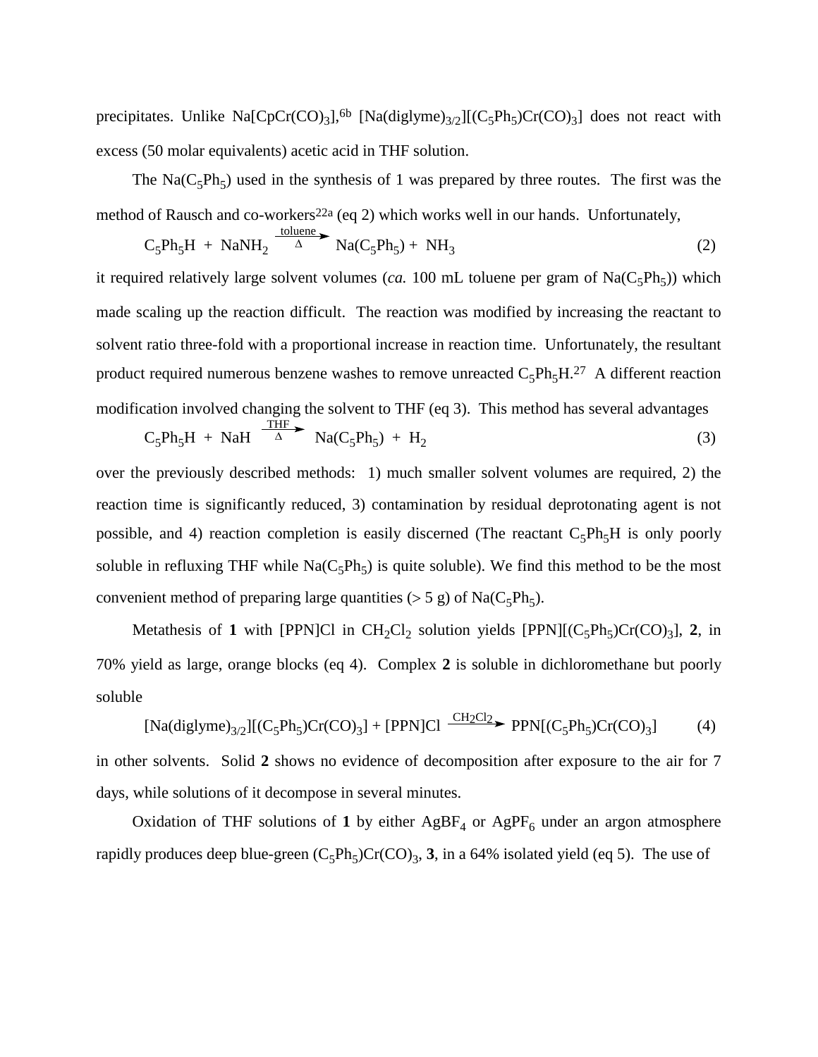precipitates. Unlike $Na[CpCr(CO)_3]$,[6b] $[Na(diglyme)_{3/2}][(C_5Ph_5)Cr(CO)_3]$ does not react with excess (50 molar equivalents) acetic acid in THF solution.

The $Na(C_5Ph_5)$ used in the synthesis of 1 was prepared by three routes. The first was the method of Rausch and co-workers[22a] (eq 2) which works well in our hands. Unfortunately,

$$C_5Ph_5H + NaNH_2 \xrightarrow[\Delta]{\text{toluene}} Na(C_5Ph_5) + NH_3 \qquad (2)$$

it required relatively large solvent volumes (*ca.* 100 mL toluene per gram of $Na(C_5Ph_5)$) which made scaling up the reaction difficult. The reaction was modified by increasing the reactant to solvent ratio three-fold with a proportional increase in reaction time. Unfortunately, the resultant product required numerous benzene washes to remove unreacted $C_5Ph_5H$.[27] A different reaction modification involved changing the solvent to THF (eq 3). This method has several advantages

$$C_5Ph_5H + NaH \xrightarrow[\Delta]{\text{THF}} Na(C_5Ph_5) + H_2 \qquad (3)$$

over the previously described methods: 1) much smaller solvent volumes are required, 2) the reaction time is significantly reduced, 3) contamination by residual deprotonating agent is not possible, and 4) reaction completion is easily discerned (The reactant $C_5Ph_5H$ is only poorly soluble in refluxing THF while $Na(C_5Ph_5)$ is quite soluble). We find this method to be the most convenient method of preparing large quantities (> 5 g) of $Na(C_5Ph_5)$.

Metathesis of **1** with [PPN]Cl in $CH_2Cl_2$ solution yields $[PPN][(C_5Ph_5)Cr(CO)_3]$, **2**, in 70% yield as large, orange blocks (eq 4). Complex **2** is soluble in dichloromethane but poorly soluble

$$[Na(diglyme)_{3/2}][(C_5Ph_5)Cr(CO)_3] + [PPN]Cl \xrightarrow{CH_2Cl_2} PPN[(C_5Ph_5)Cr(CO)_3] \qquad (4)$$

in other solvents. Solid **2** shows no evidence of decomposition after exposure to the air for 7 days, while solutions of it decompose in several minutes.

Oxidation of THF solutions of **1** by either $AgBF_4$ or $AgPF_6$ under an argon atmosphere rapidly produces deep blue-green $(C_5Ph_5)Cr(CO)_3$, **3**, in a 64% isolated yield (eq 5). The use of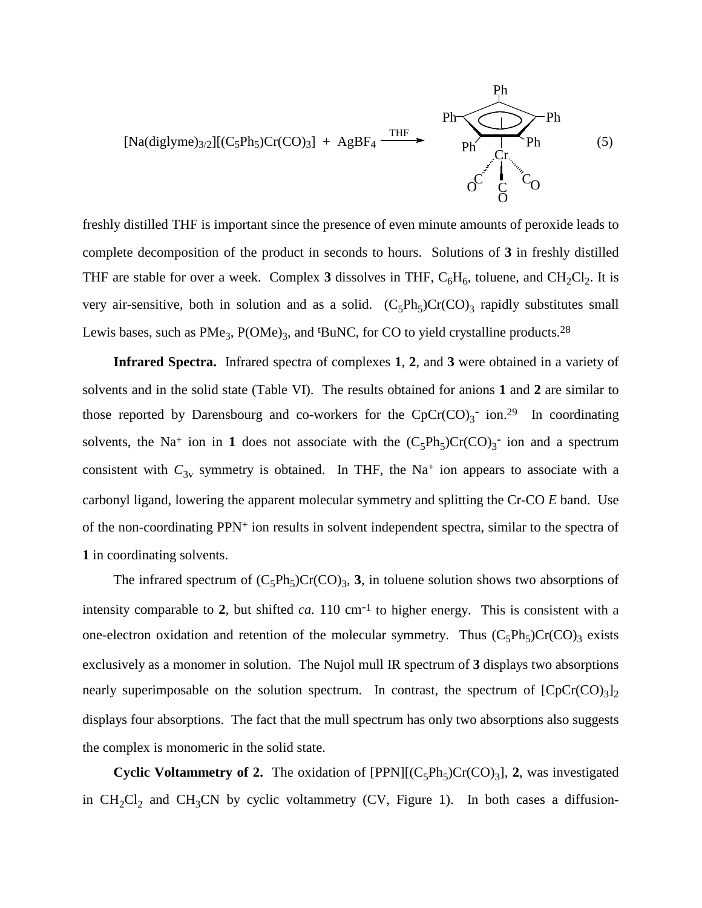$$[Na(diglyme)_{3/2}][(C_5Ph_5)Cr(CO)_3] + AgBF_4 \xrightarrow{THF} (C_5Ph_5)Cr(CO)_3 \quad (5)$$

freshly distilled THF is important since the presence of even minute amounts of peroxide leads to complete decomposition of the product in seconds to hours. Solutions of **3** in freshly distilled THF are stable for over a week. Complex **3** dissolves in THF, $C_6H_6$, toluene, and $CH_2Cl_2$. It is very air-sensitive, both in solution and as a solid. $(C_5Ph_5)Cr(CO)_3$ rapidly substitutes small Lewis bases, such as $PMe_3$, $P(OMe)_3$, and $^t$BuNC, for CO to yield crystalline products.[28]

**Infrared Spectra.** Infrared spectra of complexes **1**, **2**, and **3** were obtained in a variety of solvents and in the solid state (Table VI). The results obtained for anions **1** and **2** are similar to those reported by Darensbourg and co-workers for the $CpCr(CO)_3^-$ ion.[29] In coordinating solvents, the $Na^+$ ion in **1** does not associate with the $(C_5Ph_5)Cr(CO)_3^-$ ion and a spectrum consistent with $C_{3v}$ symmetry is obtained. In THF, the $Na^+$ ion appears to associate with a carbonyl ligand, lowering the apparent molecular symmetry and splitting the Cr-CO *E* band. Use of the non-coordinating $PPN^+$ ion results in solvent independent spectra, similar to the spectra of **1** in coordinating solvents.

The infrared spectrum of $(C_5Ph_5)Cr(CO)_3$, **3**, in toluene solution shows two absorptions of intensity comparable to **2**, but shifted *ca.* 110 $cm^{-1}$ to higher energy. This is consistent with a one-electron oxidation and retention of the molecular symmetry. Thus $(C_5Ph_5)Cr(CO)_3$ exists exclusively as a monomer in solution. The Nujol mull IR spectrum of **3** displays two absorptions nearly superimposable on the solution spectrum. In contrast, the spectrum of $[CpCr(CO)_3]_2$ displays four absorptions. The fact that the mull spectrum has only two absorptions also suggests the complex is monomeric in the solid state.

**Cyclic Voltammetry of 2.** The oxidation of $[PPN][(C_5Ph_5)Cr(CO)_3]$, **2**, was investigated in $CH_2Cl_2$ and $CH_3CN$ by cyclic voltammetry (CV, Figure 1). In both cases a diffusion-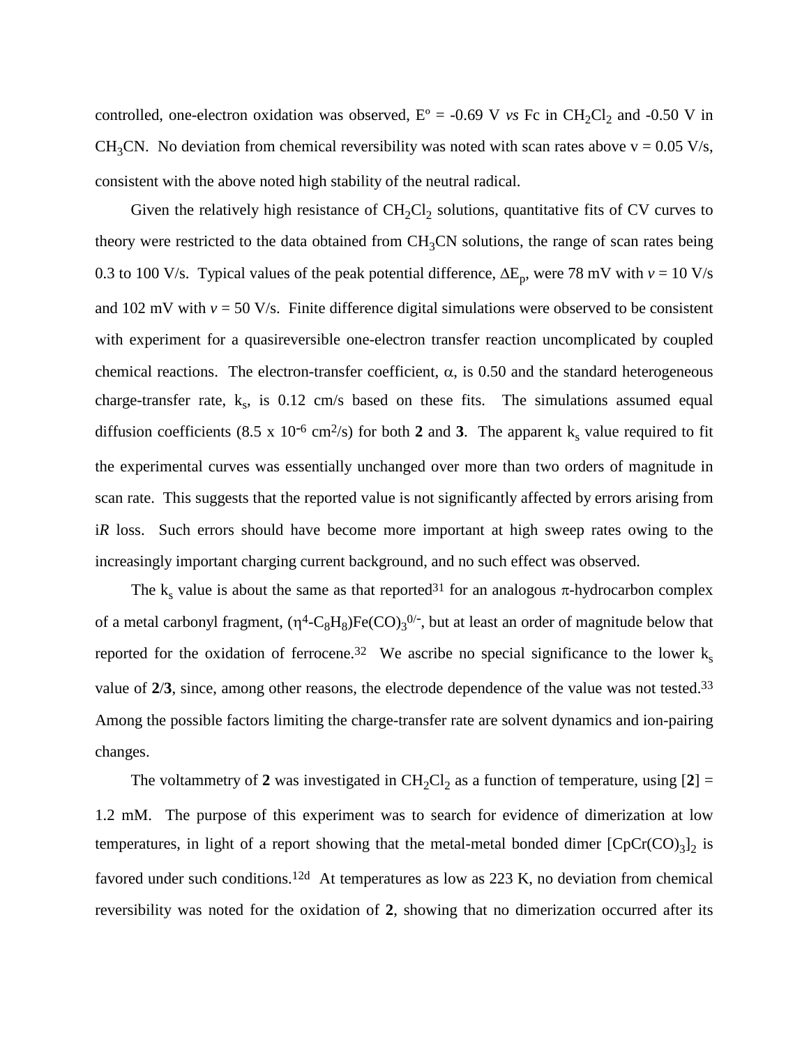controlled, one-electron oxidation was observed, $E^o$ = -0.69 V *vs* Fc in $CH_2Cl_2$ and -0.50 V in $CH_3CN$. No deviation from chemical reversibility was noted with scan rates above v = 0.05 V/s, consistent with the above noted high stability of the neutral radical.

Given the relatively high resistance of $CH_2Cl_2$ solutions, quantitative fits of CV curves to theory were restricted to the data obtained from $CH_3CN$ solutions, the range of scan rates being 0.3 to 100 V/s. Typical values of the peak potential difference, $\Delta E_p$, were 78 mV with $v$ = 10 V/s and 102 mV with $v$ = 50 V/s. Finite difference digital simulations were observed to be consistent with experiment for a quasireversible one-electron transfer reaction uncomplicated by coupled chemical reactions. The electron-transfer coefficient, $\alpha$, is 0.50 and the standard heterogeneous charge-transfer rate, $k_s$, is 0.12 cm/s based on these fits. The simulations assumed equal diffusion coefficients ($8.5 \times 10^{-6}$ cm$^2$/s) for both **2** and **3**. The apparent $k_s$ value required to fit the experimental curves was essentially unchanged over more than two orders of magnitude in scan rate. This suggests that the reported value is not significantly affected by errors arising from i*R* loss. Such errors should have become more important at high sweep rates owing to the increasingly important charging current background, and no such effect was observed.

The $k_s$ value is about the same as that reported[31] for an analogous $\pi$-hydrocarbon complex of a metal carbonyl fragment, $(\eta^4\text{-}C_8H_8)Fe(CO)_3^{0/-}$, but at least an order of magnitude below that reported for the oxidation of ferrocene.[32] We ascribe no special significance to the lower $k_s$ value of **2**/**3**, since, among other reasons, the electrode dependence of the value was not tested.[33] Among the possible factors limiting the charge-transfer rate are solvent dynamics and ion-pairing changes.

The voltammetry of **2** was investigated in $CH_2Cl_2$ as a function of temperature, using [**2**] = 1.2 mM. The purpose of this experiment was to search for evidence of dimerization at low temperatures, in light of a report showing that the metal-metal bonded dimer $[CpCr(CO)_3]_2$ is favored under such conditions.[12d] At temperatures as low as 223 K, no deviation from chemical reversibility was noted for the oxidation of **2**, showing that no dimerization occurred after its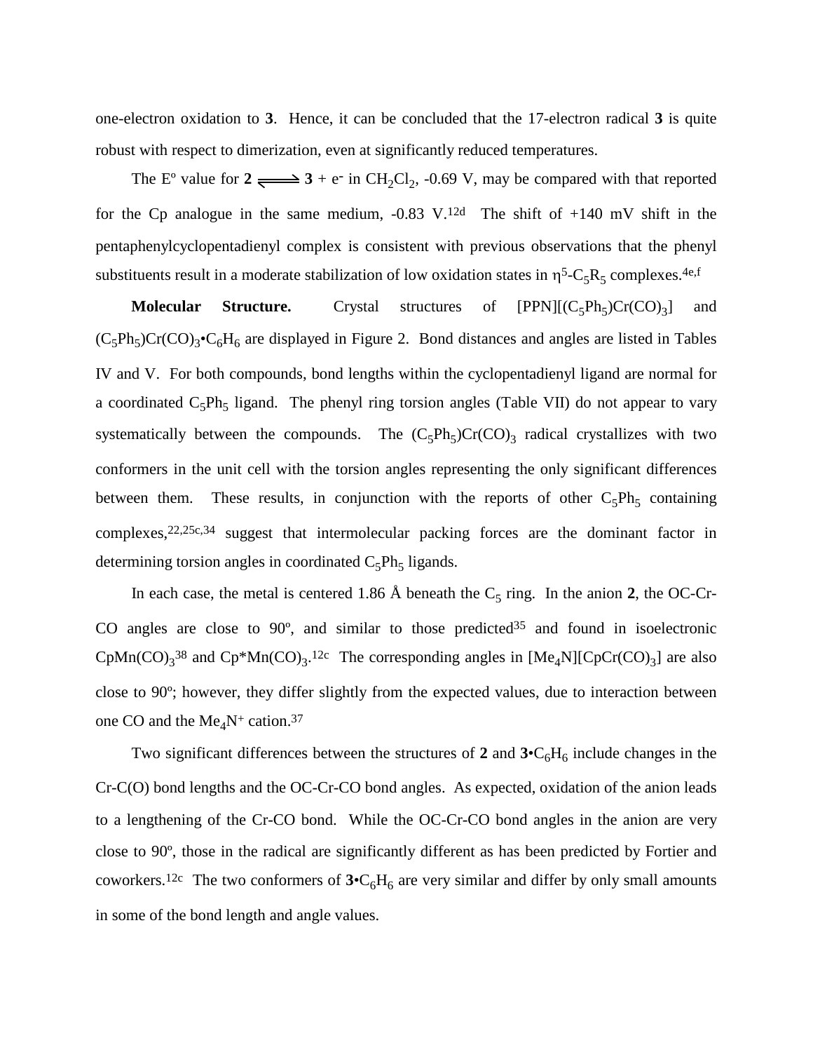one-electron oxidation to **3**. Hence, it can be concluded that the 17-electron radical **3** is quite robust with respect to dimerization, even at significantly reduced temperatures.

The E° value for **2** $\rightleftharpoons$ **3** + $e^-$ in $CH_2Cl_2$, -0.69 V, may be compared with that reported for the Cp analogue in the same medium, -0.83 V.[12d] The shift of +140 mV shift in the pentaphenylcyclopentadienyl complex is consistent with previous observations that the phenyl substituents result in a moderate stabilization of low oxidation states in $\eta^5$-$C_5R_5$ complexes.[4e,f]

**Molecular Structure.** Crystal structures of [PPN][$(C_5Ph_5)Cr(CO)_3$] and $(C_5Ph_5)Cr(CO)_3$•$C_6H_6$ are displayed in Figure 2. Bond distances and angles are listed in Tables IV and V. For both compounds, bond lengths within the cyclopentadienyl ligand are normal for a coordinated $C_5Ph_5$ ligand. The phenyl ring torsion angles (Table VII) do not appear to vary systematically between the compounds. The $(C_5Ph_5)Cr(CO)_3$ radical crystallizes with two conformers in the unit cell with the torsion angles representing the only significant differences between them. These results, in conjunction with the reports of other $C_5Ph_5$ containing complexes,[22,25c,34] suggest that intermolecular packing forces are the dominant factor in determining torsion angles in coordinated $C_5Ph_5$ ligands.

In each case, the metal is centered 1.86 Å beneath the $C_5$ ring. In the anion **2**, the OC-Cr-CO angles are close to 90°, and similar to those predicted[35] and found in isoelectronic $CpMn(CO)_3$[38] and $Cp^*Mn(CO)_3$.[12c] The corresponding angles in [$Me_4N$][$CpCr(CO)_3$] are also close to 90°; however, they differ slightly from the expected values, due to interaction between one CO and the $Me_4N^+$ cation.[37]

Two significant differences between the structures of **2** and **3**•$C_6H_6$ include changes in the Cr-C(O) bond lengths and the OC-Cr-CO bond angles. As expected, oxidation of the anion leads to a lengthening of the Cr-CO bond. While the OC-Cr-CO bond angles in the anion are very close to 90°, those in the radical are significantly different as has been predicted by Fortier and coworkers.[12c] The two conformers of **3**•$C_6H_6$ are very similar and differ by only small amounts in some of the bond length and angle values.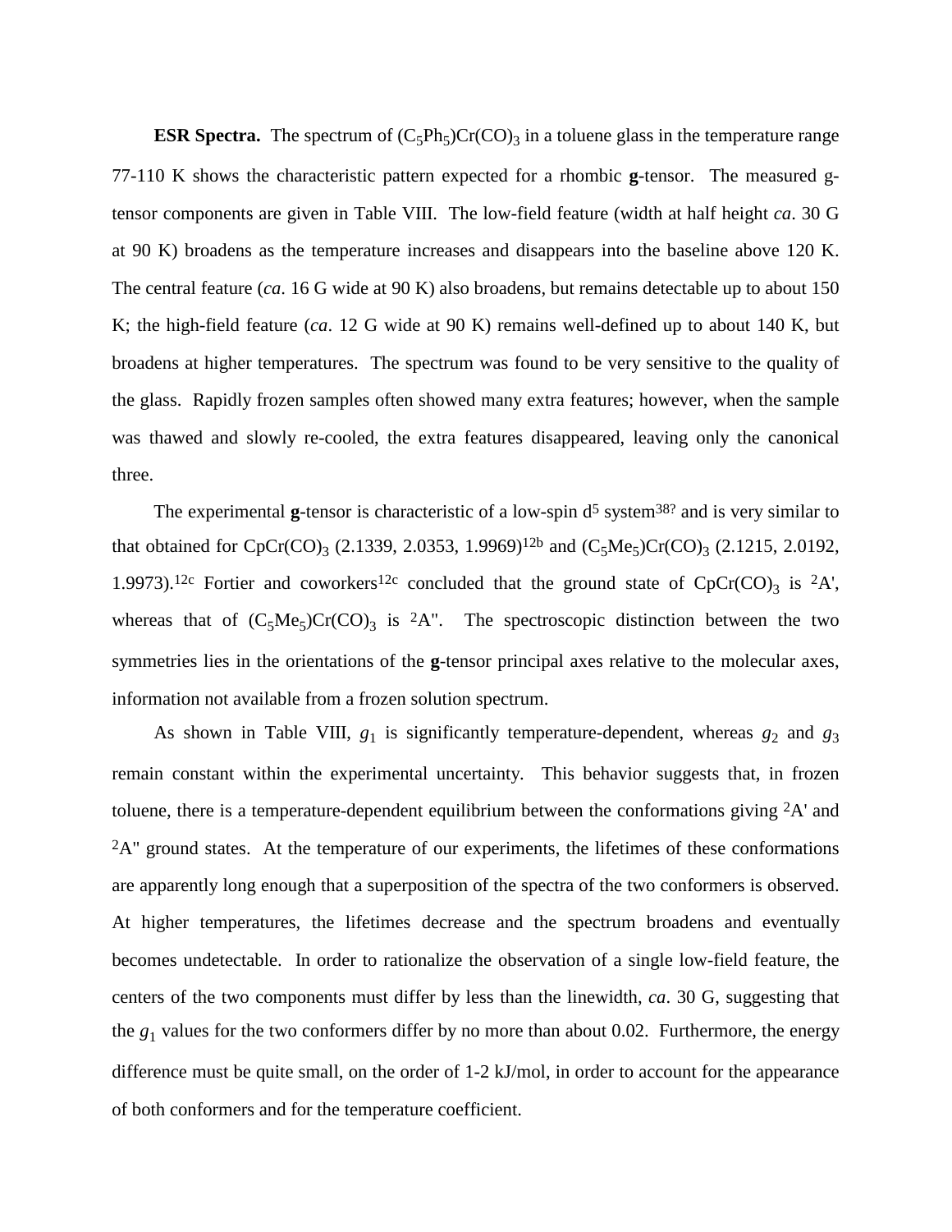**ESR Spectra.** The spectrum of $(C_5Ph_5)Cr(CO)_3$ in a toluene glass in the temperature range 77-110 K shows the characteristic pattern expected for a rhombic **g**-tensor. The measured g-tensor components are given in Table VIII. The low-field feature (width at half height *ca*. 30 G at 90 K) broadens as the temperature increases and disappears into the baseline above 120 K. The central feature (*ca*. 16 G wide at 90 K) also broadens, but remains detectable up to about 150 K; the high-field feature (*ca*. 12 G wide at 90 K) remains well-defined up to about 140 K, but broadens at higher temperatures. The spectrum was found to be very sensitive to the quality of the glass. Rapidly frozen samples often showed many extra features; however, when the sample was thawed and slowly re-cooled, the extra features disappeared, leaving only the canonical three.

The experimental **g**-tensor is characteristic of a low-spin $d^5$ system[38?] and is very similar to that obtained for $CpCr(CO)_3$ (2.1339, 2.0353, 1.9969)[12b] and $(C_5Me_5)Cr(CO)_3$ (2.1215, 2.0192, 1.9973).[12c] Fortier and coworkers[12c] concluded that the ground state of $CpCr(CO)_3$ is $^2A'$, whereas that of $(C_5Me_5)Cr(CO)_3$ is $^2A''$. The spectroscopic distinction between the two symmetries lies in the orientations of the **g**-tensor principal axes relative to the molecular axes, information not available from a frozen solution spectrum.

As shown in Table VIII, $g_1$ is significantly temperature-dependent, whereas $g_2$ and $g_3$ remain constant within the experimental uncertainty. This behavior suggests that, in frozen toluene, there is a temperature-dependent equilibrium between the conformations giving $^2A'$ and $^2A''$ ground states. At the temperature of our experiments, the lifetimes of these conformations are apparently long enough that a superposition of the spectra of the two conformers is observed. At higher temperatures, the lifetimes decrease and the spectrum broadens and eventually becomes undetectable. In order to rationalize the observation of a single low-field feature, the centers of the two components must differ by less than the linewidth, *ca*. 30 G, suggesting that the $g_1$ values for the two conformers differ by no more than about 0.02. Furthermore, the energy difference must be quite small, on the order of 1-2 kJ/mol, in order to account for the appearance of both conformers and for the temperature coefficient.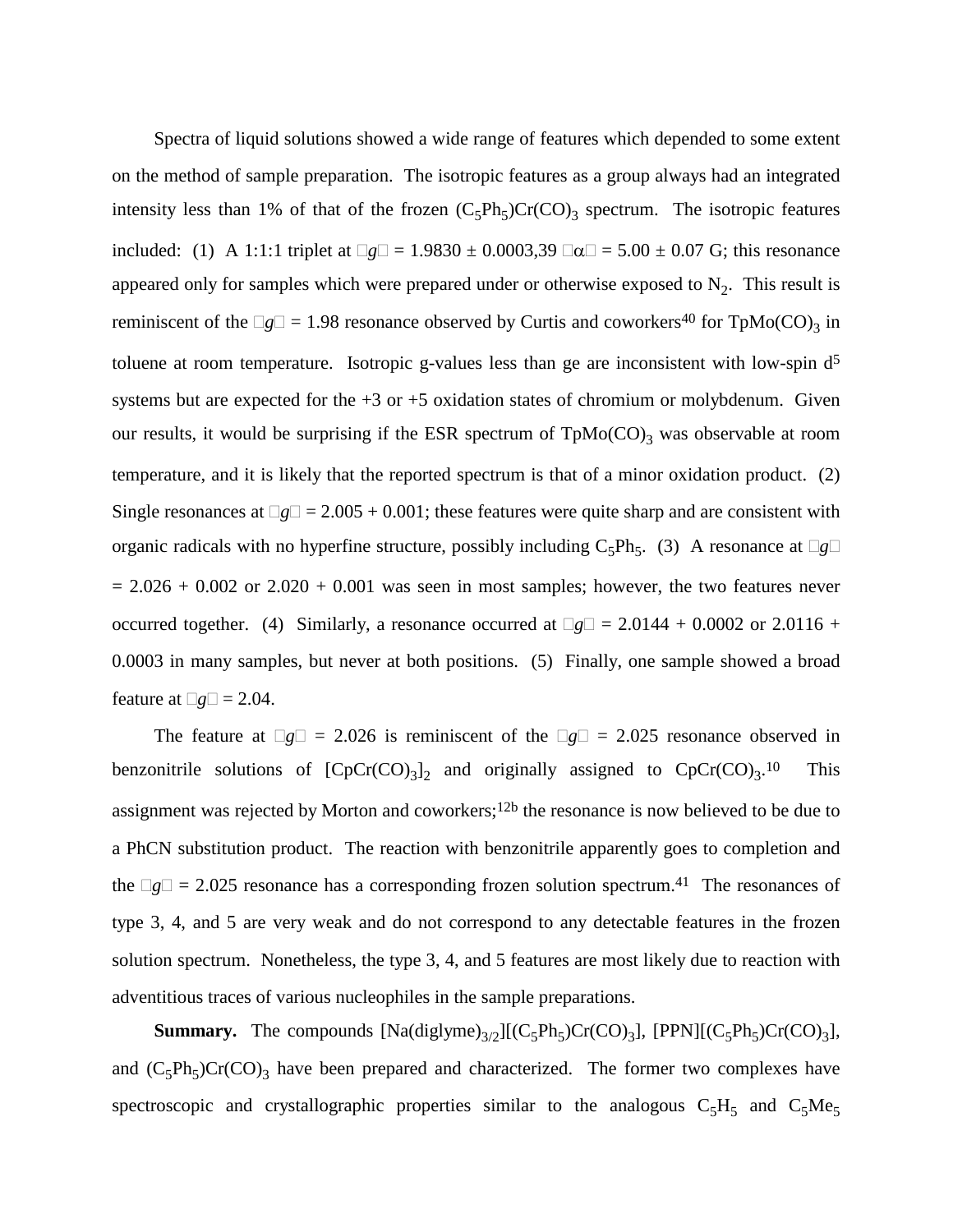Spectra of liquid solutions showed a wide range of features which depended to some extent on the method of sample preparation. The isotropic features as a group always had an integrated intensity less than 1% of that of the frozen $(C_5Ph_5)Cr(CO)_3$ spectrum. The isotropic features included: (1) A 1:1:1 triplet at $\langle g \rangle$ = 1.9830 ± 0.0003,[39] $\langle \alpha \rangle$ = 5.00 ± 0.07 G; this resonance appeared only for samples which were prepared under or otherwise exposed to $N_2$. This result is reminiscent of the $\langle g \rangle$ = 1.98 resonance observed by Curtis and coworkers[40] for $TpMo(CO)_3$ in toluene at room temperature. Isotropic g-values less than ge are inconsistent with low-spin $d^5$ systems but are expected for the +3 or +5 oxidation states of chromium or molybdenum. Given our results, it would be surprising if the ESR spectrum of $TpMo(CO)_3$ was observable at room temperature, and it is likely that the reported spectrum is that of a minor oxidation product. (2) Single resonances at $\langle g \rangle$ = 2.005 + 0.001; these features were quite sharp and are consistent with organic radicals with no hyperfine structure, possibly including $C_5Ph_5$. (3) A resonance at $\langle g \rangle$ = 2.026 + 0.002 or 2.020 + 0.001 was seen in most samples; however, the two features never occurred together. (4) Similarly, a resonance occurred at $\langle g \rangle$ = 2.0144 + 0.0002 or 2.0116 + 0.0003 in many samples, but never at both positions. (5) Finally, one sample showed a broad feature at $\langle g \rangle$ = 2.04.

The feature at $\langle g \rangle$ = 2.026 is reminiscent of the $\langle g \rangle$ = 2.025 resonance observed in benzonitrile solutions of $[CpCr(CO)_3]_2$ and originally assigned to $CpCr(CO)_3$.[10] This assignment was rejected by Morton and coworkers;[12b] the resonance is now believed to be due to a PhCN substitution product. The reaction with benzonitrile apparently goes to completion and the $\langle g \rangle$ = 2.025 resonance has a corresponding frozen solution spectrum.[41] The resonances of type 3, 4, and 5 are very weak and do not correspond to any detectable features in the frozen solution spectrum. Nonetheless, the type 3, 4, and 5 features are most likely due to reaction with adventitious traces of various nucleophiles in the sample preparations.

**Summary.** The compounds $[Na(diglyme)_{3/2}][(C_5Ph_5)Cr(CO)_3]$, $[PPN][(C_5Ph_5)Cr(CO)_3]$, and $(C_5Ph_5)Cr(CO)_3$ have been prepared and characterized. The former two complexes have spectroscopic and crystallographic properties similar to the analogous $C_5H_5$ and $C_5Me_5$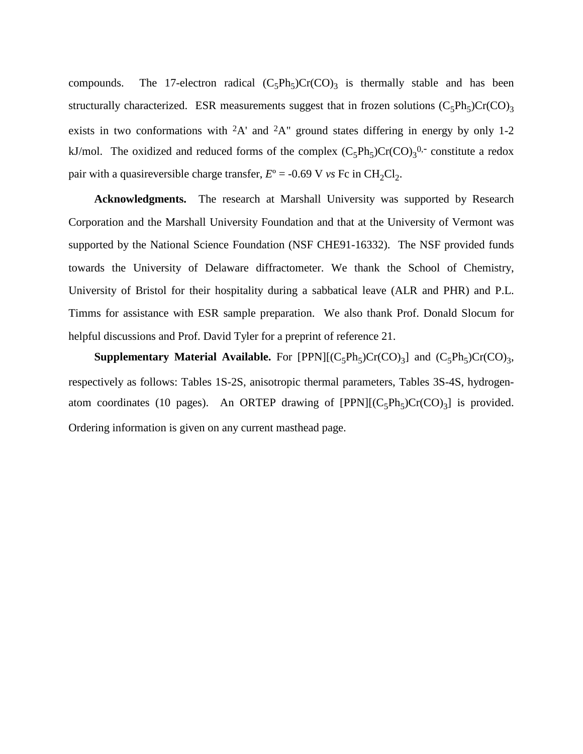compounds. The 17-electron radical $(C_5Ph_5)Cr(CO)_3$ is thermally stable and has been structurally characterized. ESR measurements suggest that in frozen solutions $(C_5Ph_5)Cr(CO)_3$ exists in two conformations with $^2A'$ and $^2A''$ ground states differing in energy by only 1-2 kJ/mol. The oxidized and reduced forms of the complex $(C_5Ph_5)Cr(CO)_3{}^{0,-}$ constitute a redox pair with a quasireversible charge transfer, $E^o$ = -0.69 V *vs* Fc in $CH_2Cl_2$.

**Acknowledgments.** The research at Marshall University was supported by Research Corporation and the Marshall University Foundation and that at the University of Vermont was supported by the National Science Foundation (NSF CHE91-16332). The NSF provided funds towards the University of Delaware diffractometer. We thank the School of Chemistry, University of Bristol for their hospitality during a sabbatical leave (ALR and PHR) and P.L. Timms for assistance with ESR sample preparation. We also thank Prof. Donald Slocum for helpful discussions and Prof. David Tyler for a preprint of reference 21.

**Supplementary Material Available.** For [PPN][$(C_5Ph_5)Cr(CO)_3$] and $(C_5Ph_5)Cr(CO)_3$, respectively as follows: Tables 1S-2S, anisotropic thermal parameters, Tables 3S-4S, hydrogen-atom coordinates (10 pages). An ORTEP drawing of [PPN][$(C_5Ph_5)Cr(CO)_3$] is provided. Ordering information is given on any current masthead page.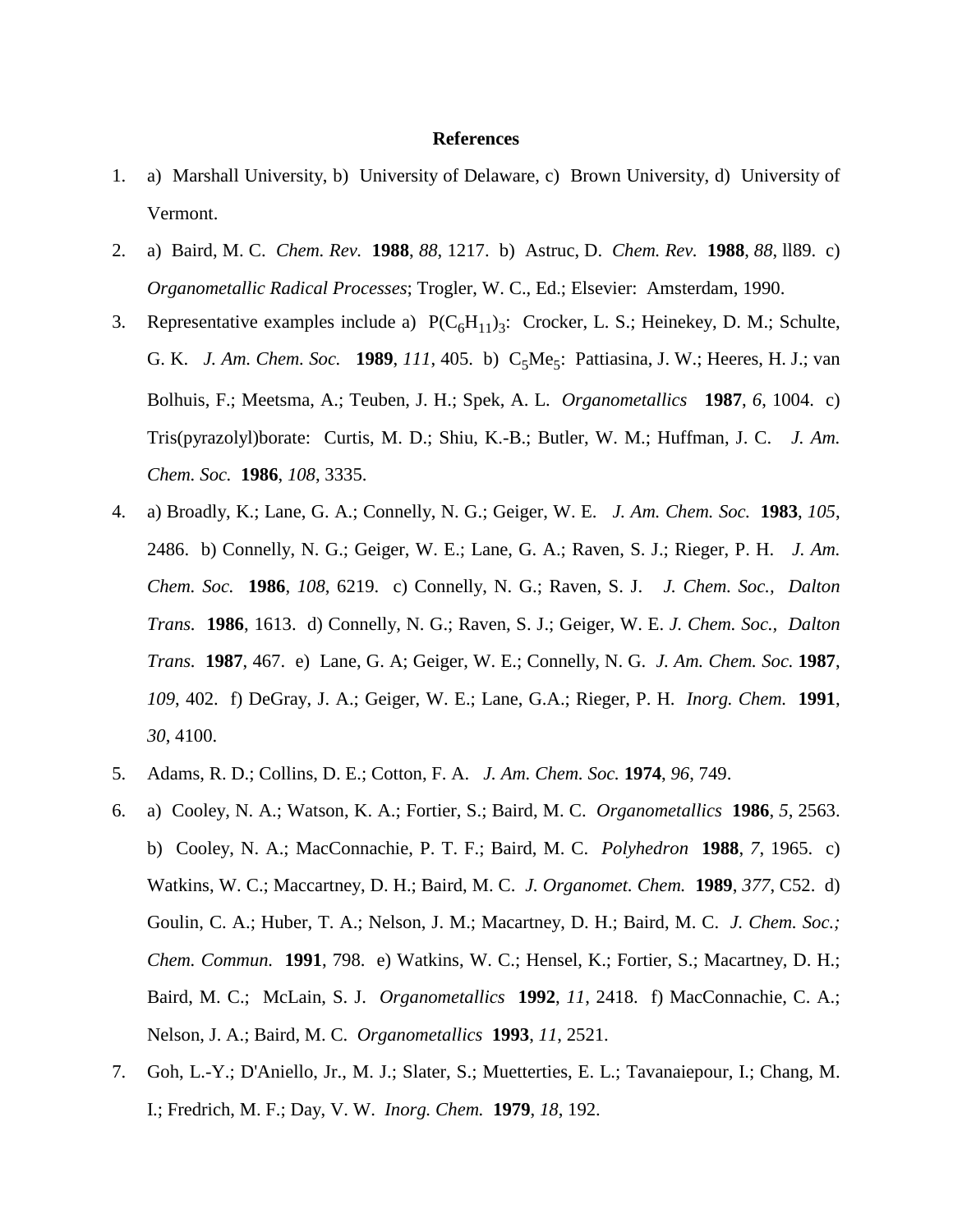# References

1. a) Marshall University, b) University of Delaware, c) Brown University, d) University of Vermont.

2. a) Baird, M. C. *Chem. Rev.* **1988**, *88*, 1217. b) Astruc, D. *Chem. Rev.* **1988**, *88*, ll89. c) *Organometallic Radical Processes*; Trogler, W. C., Ed.; Elsevier: Amsterdam, 1990.

3. Representative examples include a) $P(C_6H_{11})_3$: Crocker, L. S.; Heinekey, D. M.; Schulte, G. K. *J. Am. Chem. Soc.* **1989**, *111*, 405. b) $C_5Me_5$: Pattiasina, J. W.; Heeres, H. J.; van Bolhuis, F.; Meetsma, A.; Teuben, J. H.; Spek, A. L. *Organometallics* **1987**, *6*, 1004. c) Tris(pyrazolyl)borate: Curtis, M. D.; Shiu, K.-B.; Butler, W. M.; Huffman, J. C. *J. Am. Chem. Soc.* **1986**, *108*, 3335.

4. a) Broadly, K.; Lane, G. A.; Connelly, N. G.; Geiger, W. E. *J. Am. Chem. Soc.* **1983**, *105*, 2486. b) Connelly, N. G.; Geiger, W. E.; Lane, G. A.; Raven, S. J.; Rieger, P. H. *J. Am. Chem. Soc.* **1986**, *108*, 6219. c) Connelly, N. G.; Raven, S. J. *J. Chem. Soc., Dalton Trans.* **1986**, 1613. d) Connelly, N. G.; Raven, S. J.; Geiger, W. E. *J. Chem. Soc., Dalton Trans.* **1987**, 467. e) Lane, G. A; Geiger, W. E.; Connelly, N. G. *J. Am. Chem. Soc.* **1987**, *109*, 402. f) DeGray, J. A.; Geiger, W. E.; Lane, G.A.; Rieger, P. H. *Inorg. Chem.* **1991**, *30*, 4100.

5. Adams, R. D.; Collins, D. E.; Cotton, F. A. *J. Am. Chem. Soc.* **1974**, *96*, 749.

6. a) Cooley, N. A.; Watson, K. A.; Fortier, S.; Baird, M. C. *Organometallics* **1986**, *5*, 2563. b) Cooley, N. A.; MacConnachie, P. T. F.; Baird, M. C. *Polyhedron* **1988**, *7*, 1965. c) Watkins, W. C.; Maccartney, D. H.; Baird, M. C. *J. Organomet. Chem.* **1989**, *377*, C52. d) Goulin, C. A.; Huber, T. A.; Nelson, J. M.; Macartney, D. H.; Baird, M. C. *J. Chem. Soc.; Chem. Commun.* **1991**, 798. e) Watkins, W. C.; Hensel, K.; Fortier, S.; Macartney, D. H.; Baird, M. C.; McLain, S. J. *Organometallics* **1992**, *11*, 2418. f) MacConnachie, C. A.; Nelson, J. A.; Baird, M. C. *Organometallics* **1993**, *11*, 2521.

7. Goh, L.-Y.; D'Aniello, Jr., M. J.; Slater, S.; Muetterties, E. L.; Tavanaiepour, I.; Chang, M. I.; Fredrich, M. F.; Day, V. W. *Inorg. Chem.* **1979**, *18*, 192.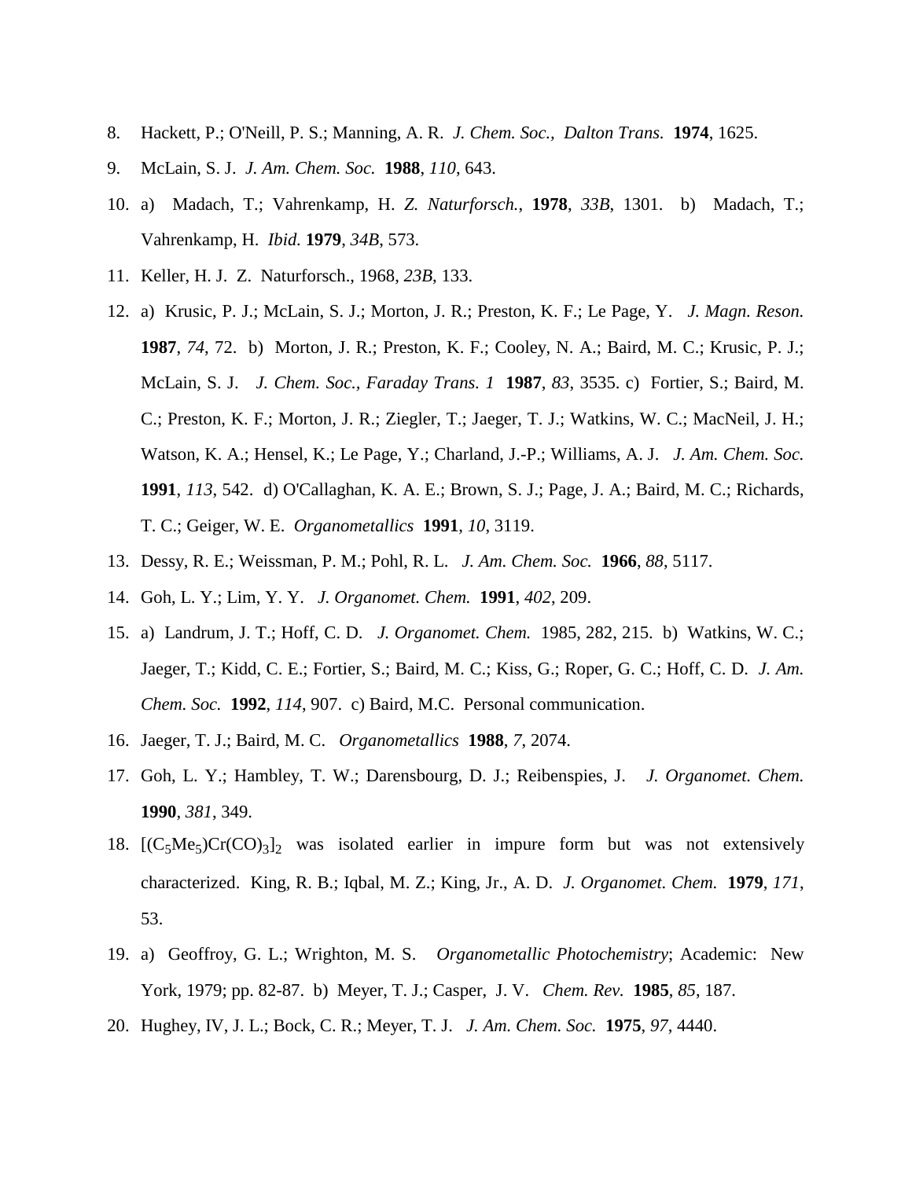8. Hackett, P.; O'Neill, P. S.; Manning, A. R. *J. Chem. Soc., Dalton Trans.* **1974**, 1625.
9. McLain, S. J. *J. Am. Chem. Soc.* **1988**, *110*, 643.
10. a) Madach, T.; Vahrenkamp, H. *Z. Naturforsch.*, **1978**, *33B*, 1301. b) Madach, T.; Vahrenkamp, H. *Ibid.* **1979**, *34B*, 573.
11. Keller, H. J. Z. Naturforsch., 1968, *23B*, 133.
12. a) Krusic, P. J.; McLain, S. J.; Morton, J. R.; Preston, K. F.; Le Page, Y. *J. Magn. Reson.* **1987**, *74*, 72. b) Morton, J. R.; Preston, K. F.; Cooley, N. A.; Baird, M. C.; Krusic, P. J.; McLain, S. J. *J. Chem. Soc., Faraday Trans. 1* **1987**, *83*, 3535. c) Fortier, S.; Baird, M. C.; Preston, K. F.; Morton, J. R.; Ziegler, T.; Jaeger, T. J.; Watkins, W. C.; MacNeil, J. H.; Watson, K. A.; Hensel, K.; Le Page, Y.; Charland, J.-P.; Williams, A. J. *J. Am. Chem. Soc.* **1991**, *113*, 542. d) O'Callaghan, K. A. E.; Brown, S. J.; Page, J. A.; Baird, M. C.; Richards, T. C.; Geiger, W. E. *Organometallics* **1991**, *10*, 3119.
13. Dessy, R. E.; Weissman, P. M.; Pohl, R. L. *J. Am. Chem. Soc.* **1966**, *88*, 5117.
14. Goh, L. Y.; Lim, Y. Y. *J. Organomet. Chem.* **1991**, *402*, 209.
15. a) Landrum, J. T.; Hoff, C. D. *J. Organomet. Chem.* 1985, 282, 215. b) Watkins, W. C.; Jaeger, T.; Kidd, C. E.; Fortier, S.; Baird, M. C.; Kiss, G.; Roper, G. C.; Hoff, C. D. *J. Am. Chem. Soc.* **1992**, *114*, 907. c) Baird, M.C. Personal communication.
16. Jaeger, T. J.; Baird, M. C. *Organometallics* **1988**, *7*, 2074.
17. Goh, L. Y.; Hambley, T. W.; Darensbourg, D. J.; Reibenspies, J. *J. Organomet. Chem.* **1990**, *381*, 349.
18. $[(C_5Me_5)Cr(CO)_3]_2$ was isolated earlier in impure form but was not extensively characterized. King, R. B.; Iqbal, M. Z.; King, Jr., A. D. *J. Organomet. Chem.* **1979**, *171*, 53.
19. a) Geoffroy, G. L.; Wrighton, M. S. *Organometallic Photochemistry*; Academic: New York, 1979; pp. 82-87. b) Meyer, T. J.; Casper, J. V. *Chem. Rev.* **1985**, *85*, 187.
20. Hughey, IV, J. L.; Bock, C. R.; Meyer, T. J. *J. Am. Chem. Soc.* **1975**, *97*, 4440.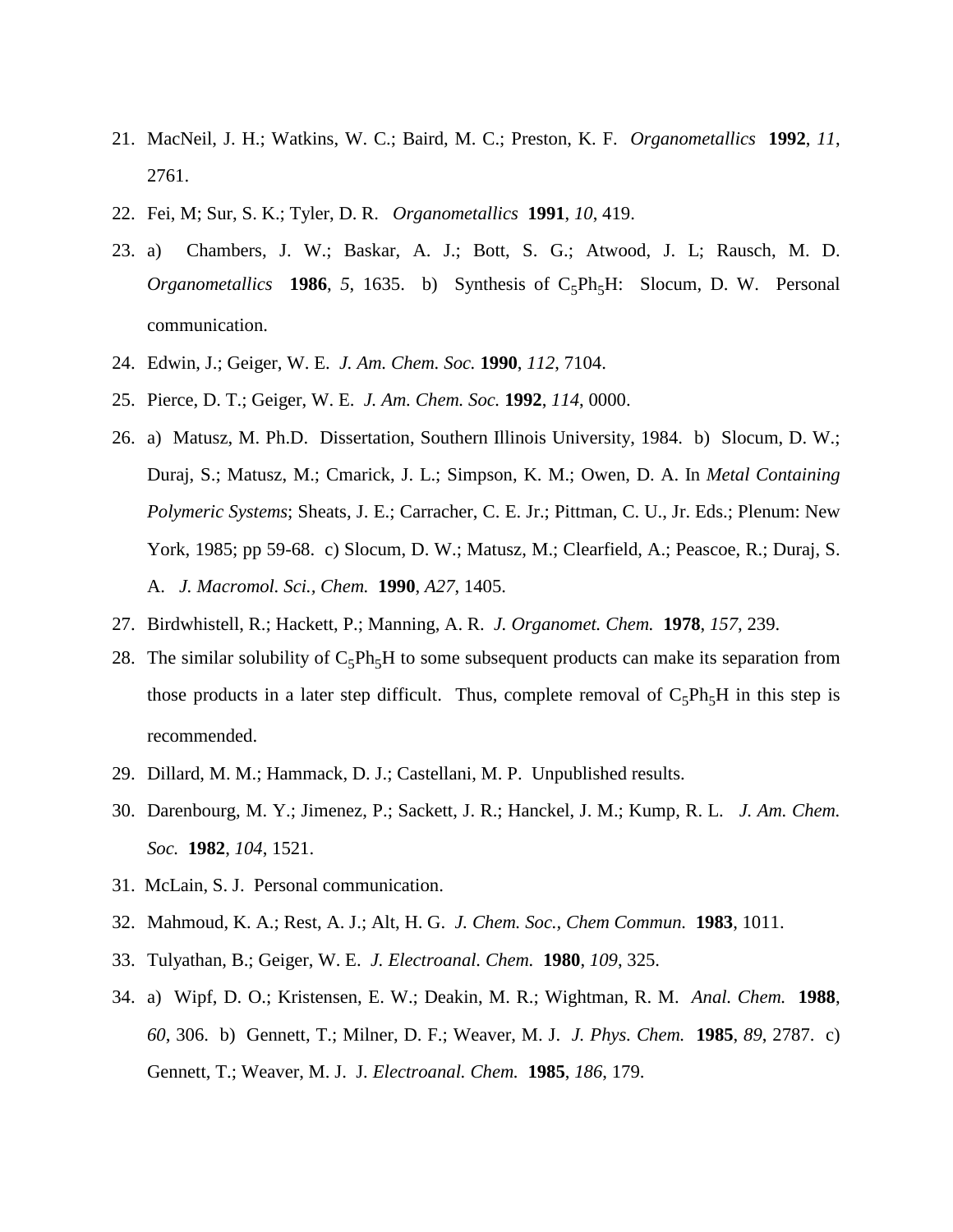21. MacNeil, J. H.; Watkins, W. C.; Baird, M. C.; Preston, K. F. *Organometallics* **1992**, *11*, 2761.
22. Fei, M; Sur, S. K.; Tyler, D. R. *Organometallics* **1991**, *10*, 419.
23. a) Chambers, J. W.; Baskar, A. J.; Bott, S. G.; Atwood, J. L; Rausch, M. D. *Organometallics* **1986**, *5*, 1635. b) Synthesis of $C_5Ph_5H$: Slocum, D. W. Personal communication.
24. Edwin, J.; Geiger, W. E. *J. Am. Chem. Soc.* **1990**, *112*, 7104.
25. Pierce, D. T.; Geiger, W. E. *J. Am. Chem. Soc.* **1992**, *114*, 0000.
26. a) Matusz, M. Ph.D. Dissertation, Southern Illinois University, 1984. b) Slocum, D. W.; Duraj, S.; Matusz, M.; Cmarick, J. L.; Simpson, K. M.; Owen, D. A. In *Metal Containing Polymeric Systems*; Sheats, J. E.; Carracher, C. E. Jr.; Pittman, C. U., Jr. Eds.; Plenum: New York, 1985; pp 59-68. c) Slocum, D. W.; Matusz, M.; Clearfield, A.; Peascoe, R.; Duraj, S. A. *J. Macromol. Sci., Chem.* **1990**, *A27*, 1405.
27. Birdwhistell, R.; Hackett, P.; Manning, A. R. *J. Organomet. Chem.* **1978**, *157*, 239.
28. The similar solubility of $C_5Ph_5H$ to some subsequent products can make its separation from those products in a later step difficult. Thus, complete removal of $C_5Ph_5H$ in this step is recommended.
29. Dillard, M. M.; Hammack, D. J.; Castellani, M. P. Unpublished results.
30. Darenbourg, M. Y.; Jimenez, P.; Sackett, J. R.; Hanckel, J. M.; Kump, R. L. *J. Am. Chem. Soc.* **1982**, *104*, 1521.
31. McLain, S. J. Personal communication.
32. Mahmoud, K. A.; Rest, A. J.; Alt, H. G. *J. Chem. Soc., Chem Commun.* **1983**, 1011.
33. Tulyathan, B.; Geiger, W. E. *J. Electroanal. Chem.* **1980**, *109*, 325.
34. a) Wipf, D. O.; Kristensen, E. W.; Deakin, M. R.; Wightman, R. M. *Anal. Chem.* **1988**, *60*, 306. b) Gennett, T.; Milner, D. F.; Weaver, M. J. *J. Phys. Chem.* **1985**, *89*, 2787. c) Gennett, T.; Weaver, M. J. J. *Electroanal. Chem.* **1985**, *186*, 179.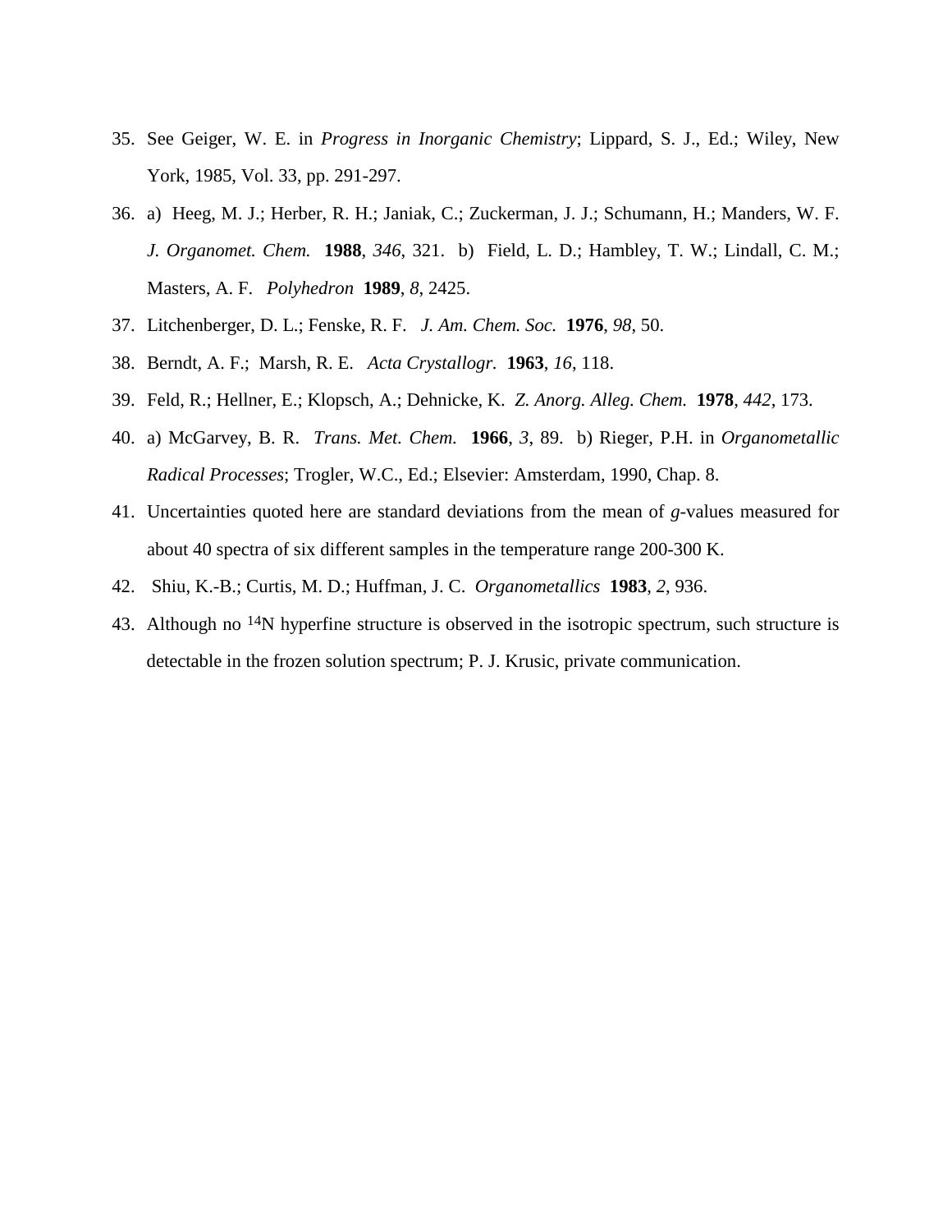35. See Geiger, W. E. in *Progress in Inorganic Chemistry*; Lippard, S. J., Ed.; Wiley, New York, 1985, Vol. 33, pp. 291-297.
36. a) Heeg, M. J.; Herber, R. H.; Janiak, C.; Zuckerman, J. J.; Schumann, H.; Manders, W. F. *J. Organomet. Chem.* **1988**, *346*, 321. b) Field, L. D.; Hambley, T. W.; Lindall, C. M.; Masters, A. F. *Polyhedron* **1989**, *8*, 2425.
37. Litchenberger, D. L.; Fenske, R. F. *J. Am. Chem. Soc.* **1976**, *98*, 50.
38. Berndt, A. F.; Marsh, R. E. *Acta Crystallogr.* **1963**, *16*, 118.
39. Feld, R.; Hellner, E.; Klopsch, A.; Dehnicke, K. *Z. Anorg. Alleg. Chem.* **1978**, *442*, 173.
40. a) McGarvey, B. R. *Trans. Met. Chem.* **1966**, *3*, 89. b) Rieger, P.H. in *Organometallic Radical Processes*; Trogler, W.C., Ed.; Elsevier: Amsterdam, 1990, Chap. 8.
41. Uncertainties quoted here are standard deviations from the mean of *g*-values measured for about 40 spectra of six different samples in the temperature range 200-300 K.
42. Shiu, K.-B.; Curtis, M. D.; Huffman, J. C. *Organometallics* **1983**, *2*, 936.
43. Although no $^{14}$N hyperfine structure is observed in the isotropic spectrum, such structure is detectable in the frozen solution spectrum; P. J. Krusic, private communication.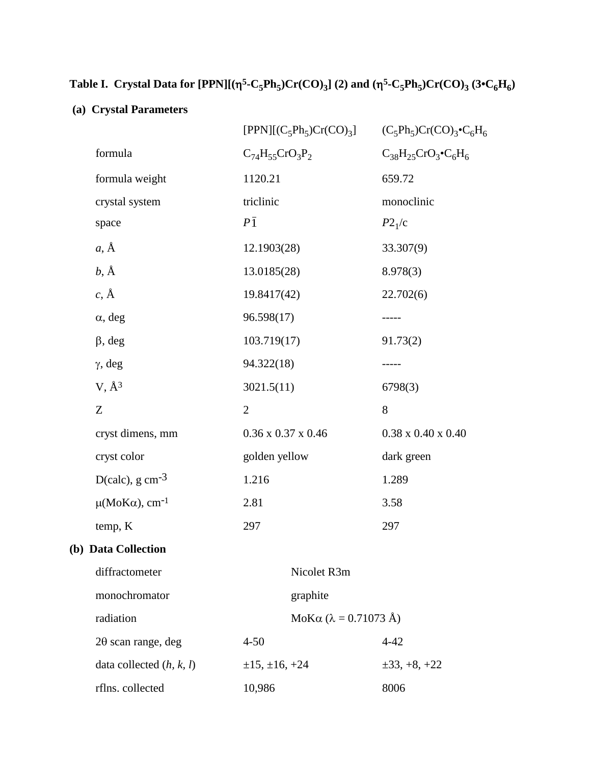**Table I. Crystal Data for [PPN][($\eta^5$-$C_5Ph_5$)Cr(CO)$_3$] (2) and ($\eta^5$-$C_5Ph_5$)Cr(CO)$_3$ (3•$C_6H_6$)**

**(a) Crystal Parameters**

| | [PPN][($C_5Ph_5$)Cr(CO)$_3$] | ($C_5Ph_5$)Cr(CO)$_3$•$C_6H_6$ |
|---|---|---|
| formula | $C_{74}H_{55}CrO_3P_2$ | $C_{38}H_{25}CrO_3$•$C_6H_6$ |
| formula weight | 1120.21 | 659.72 |
| crystal system | triclinic | monoclinic |
| space | $P\bar{1}$ | $P2_1/c$ |
| $a$, Å | 12.1903(28) | 33.307(9) |
| $b$, Å | 13.0185(28) | 8.978(3) |
| $c$, Å | 19.8417(42) | 22.702(6) |
| $\alpha$, deg | 96.598(17) | ----- |
| $\beta$, deg | 103.719(17) | 91.73(2) |
| $\gamma$, deg | 94.322(18) | ----- |
| V, Å$^3$ | 3021.5(11) | 6798(3) |
| Z | 2 | 8 |
| cryst dimens, mm | 0.36 x 0.37 x 0.46 | 0.38 x 0.40 x 0.40 |
| cryst color | golden yellow | dark green |
| D(calc), g cm$^{-3}$ | 1.216 | 1.289 |
| $\mu$(MoK$\alpha$), cm$^{-1}$ | 2.81 | 3.58 |
| temp, K | 297 | 297 |

**(b) Data Collection**

| | | |
|---|---|---|
| diffractometer | Nicolet R3m | |
| monochromator | graphite | |
| radiation | MoK$\alpha$ ($\lambda$ = 0.71073 Å) | |
| 2$\theta$ scan range, deg | 4-50 | 4-42 |
| data collected ($h$, $k$, $l$) | ±15, ±16, +24 | ±33, +8, +22 |
| rflns. collected | 10,986 | 8006 |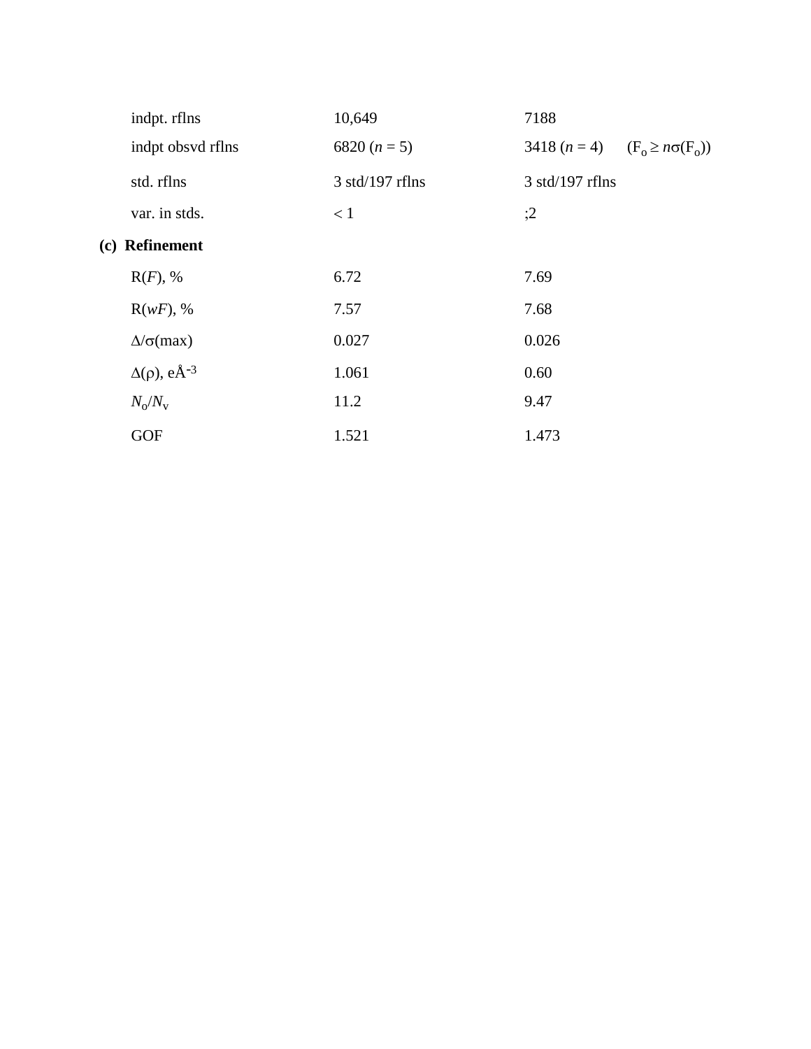| | | | |
|---|---|---|---|
| indpt. rflns | 10,649 | 7188 | |
| indpt obsvd rflns | 6820 ($n$ = 5) | 3418 ($n$ = 4) | ($F_o \geq n\sigma(F_o)$) |
| std. rflns | 3 std/197 rflns | 3 std/197 rflns | |
| var. in stds. | < 1 | ;2 | |

**(c) Refinement**

| | | |
|---|---|---|
| R($F$), % | 6.72 | 7.69 |
| R($wF$), % | 7.57 | 7.68 |
| $\Delta/\sigma$(max) | 0.027 | 0.026 |
| $\Delta(\rho)$, eÅ$^{-3}$ | 1.061 | 0.60 |
| $N_o/N_v$ | 11.2 | 9.47 |
| GOF | 1.521 | 1.473 |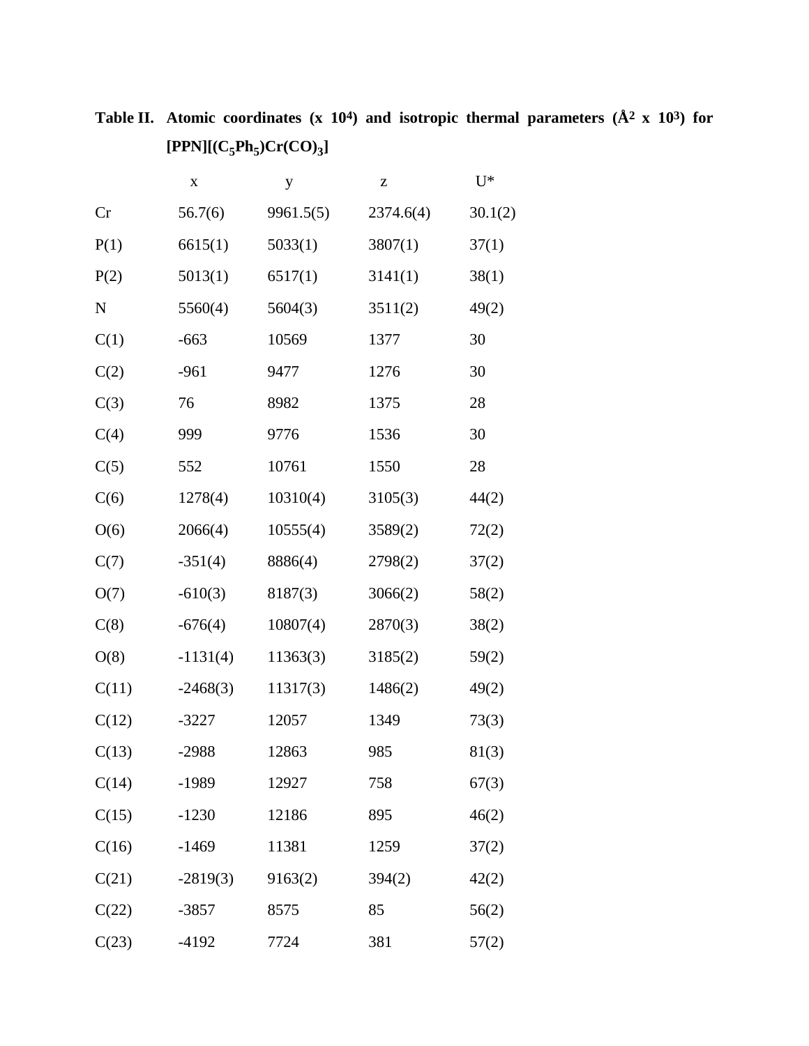**Table II. Atomic coordinates (x $10^4$) and isotropic thermal parameters (Å$^2$ x $10^3$) for [PPN][($C_5Ph_5$)Cr(CO)$_3$]**

| | x | y | z | U* |
|---|---|---|---|---|
| Cr | 56.7(6) | 9961.5(5) | 2374.6(4) | 30.1(2) |
| P(1) | 6615(1) | 5033(1) | 3807(1) | 37(1) |
| P(2) | 5013(1) | 6517(1) | 3141(1) | 38(1) |
| N | 5560(4) | 5604(3) | 3511(2) | 49(2) |
| C(1) | -663 | 10569 | 1377 | 30 |
| C(2) | -961 | 9477 | 1276 | 30 |
| C(3) | 76 | 8982 | 1375 | 28 |
| C(4) | 999 | 9776 | 1536 | 30 |
| C(5) | 552 | 10761 | 1550 | 28 |
| C(6) | 1278(4) | 10310(4) | 3105(3) | 44(2) |
| O(6) | 2066(4) | 10555(4) | 3589(2) | 72(2) |
| C(7) | -351(4) | 8886(4) | 2798(2) | 37(2) |
| O(7) | -610(3) | 8187(3) | 3066(2) | 58(2) |
| C(8) | -676(4) | 10807(4) | 2870(3) | 38(2) |
| O(8) | -1131(4) | 11363(3) | 3185(2) | 59(2) |
| C(11) | -2468(3) | 11317(3) | 1486(2) | 49(2) |
| C(12) | -3227 | 12057 | 1349 | 73(3) |
| C(13) | -2988 | 12863 | 985 | 81(3) |
| C(14) | -1989 | 12927 | 758 | 67(3) |
| C(15) | -1230 | 12186 | 895 | 46(2) |
| C(16) | -1469 | 11381 | 1259 | 37(2) |
| C(21) | -2819(3) | 9163(2) | 394(2) | 42(2) |
| C(22) | -3857 | 8575 | 85 | 56(2) |
| C(23) | -4192 | 7724 | 381 | 57(2) |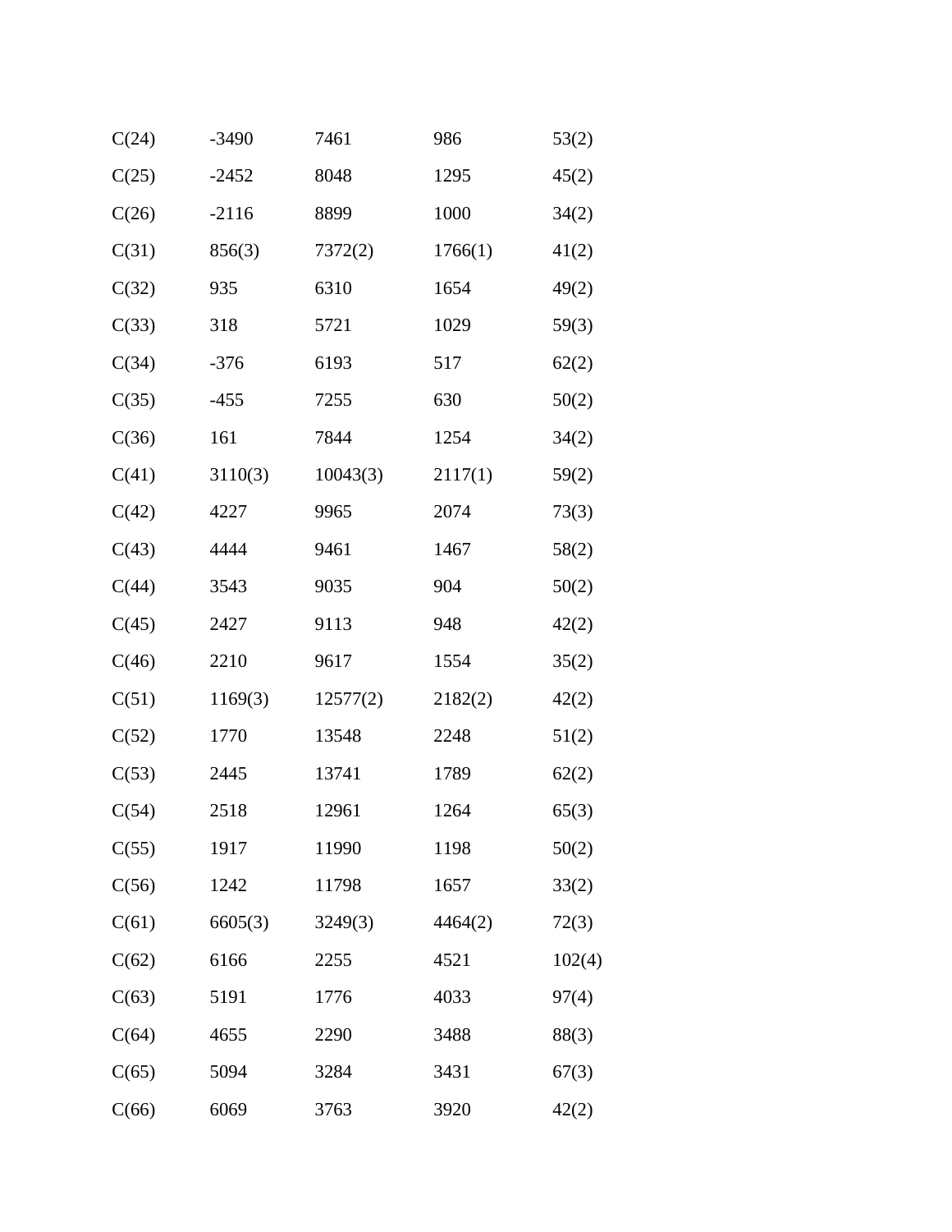| | | | | |
|---|---|---|---|---|
| C(24) | -3490 | 7461 | 986 | 53(2) |
| C(25) | -2452 | 8048 | 1295 | 45(2) |
| C(26) | -2116 | 8899 | 1000 | 34(2) |
| C(31) | 856(3) | 7372(2) | 1766(1) | 41(2) |
| C(32) | 935 | 6310 | 1654 | 49(2) |
| C(33) | 318 | 5721 | 1029 | 59(3) |
| C(34) | -376 | 6193 | 517 | 62(2) |
| C(35) | -455 | 7255 | 630 | 50(2) |
| C(36) | 161 | 7844 | 1254 | 34(2) |
| C(41) | 3110(3) | 10043(3) | 2117(1) | 59(2) |
| C(42) | 4227 | 9965 | 2074 | 73(3) |
| C(43) | 4444 | 9461 | 1467 | 58(2) |
| C(44) | 3543 | 9035 | 904 | 50(2) |
| C(45) | 2427 | 9113 | 948 | 42(2) |
| C(46) | 2210 | 9617 | 1554 | 35(2) |
| C(51) | 1169(3) | 12577(2) | 2182(2) | 42(2) |
| C(52) | 1770 | 13548 | 2248 | 51(2) |
| C(53) | 2445 | 13741 | 1789 | 62(2) |
| C(54) | 2518 | 12961 | 1264 | 65(3) |
| C(55) | 1917 | 11990 | 1198 | 50(2) |
| C(56) | 1242 | 11798 | 1657 | 33(2) |
| C(61) | 6605(3) | 3249(3) | 4464(2) | 72(3) |
| C(62) | 6166 | 2255 | 4521 | 102(4) |
| C(63) | 5191 | 1776 | 4033 | 97(4) |
| C(64) | 4655 | 2290 | 3488 | 88(3) |
| C(65) | 5094 | 3284 | 3431 | 67(3) |
| C(66) | 6069 | 3763 | 3920 | 42(2) |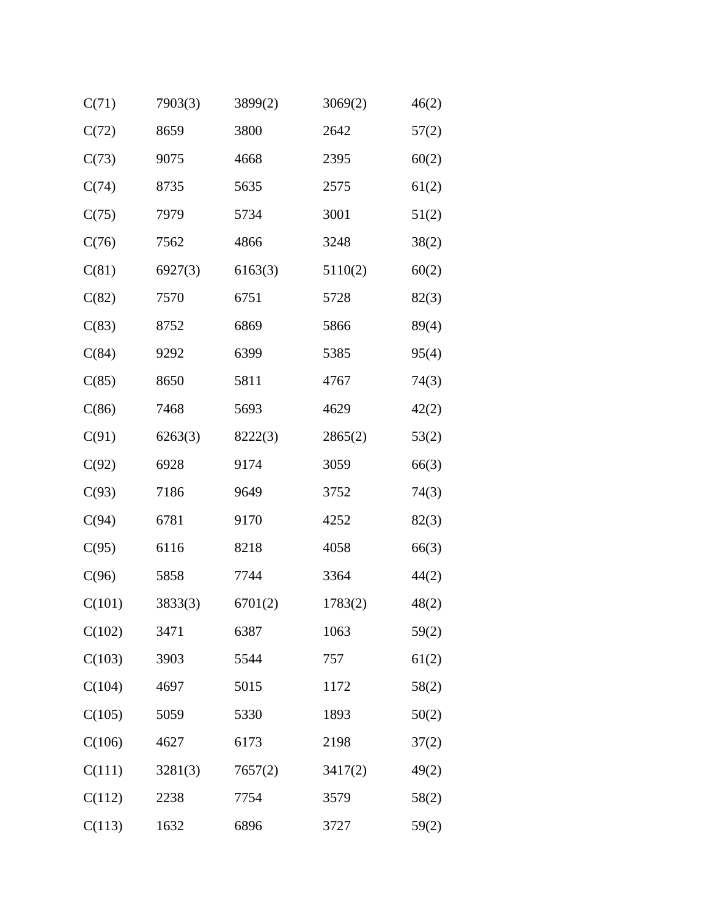| | | | | |
|---|---|---|---|---|
| C(71) | 7903(3) | 3899(2) | 3069(2) | 46(2) |
| C(72) | 8659 | 3800 | 2642 | 57(2) |
| C(73) | 9075 | 4668 | 2395 | 60(2) |
| C(74) | 8735 | 5635 | 2575 | 61(2) |
| C(75) | 7979 | 5734 | 3001 | 51(2) |
| C(76) | 7562 | 4866 | 3248 | 38(2) |
| C(81) | 6927(3) | 6163(3) | 5110(2) | 60(2) |
| C(82) | 7570 | 6751 | 5728 | 82(3) |
| C(83) | 8752 | 6869 | 5866 | 89(4) |
| C(84) | 9292 | 6399 | 5385 | 95(4) |
| C(85) | 8650 | 5811 | 4767 | 74(3) |
| C(86) | 7468 | 5693 | 4629 | 42(2) |
| C(91) | 6263(3) | 8222(3) | 2865(2) | 53(2) |
| C(92) | 6928 | 9174 | 3059 | 66(3) |
| C(93) | 7186 | 9649 | 3752 | 74(3) |
| C(94) | 6781 | 9170 | 4252 | 82(3) |
| C(95) | 6116 | 8218 | 4058 | 66(3) |
| C(96) | 5858 | 7744 | 3364 | 44(2) |
| C(101) | 3833(3) | 6701(2) | 1783(2) | 48(2) |
| C(102) | 3471 | 6387 | 1063 | 59(2) |
| C(103) | 3903 | 5544 | 757 | 61(2) |
| C(104) | 4697 | 5015 | 1172 | 58(2) |
| C(105) | 5059 | 5330 | 1893 | 50(2) |
| C(106) | 4627 | 6173 | 2198 | 37(2) |
| C(111) | 3281(3) | 7657(2) | 3417(2) | 49(2) |
| C(112) | 2238 | 7754 | 3579 | 58(2) |
| C(113) | 1632 | 6896 | 3727 | 59(2) |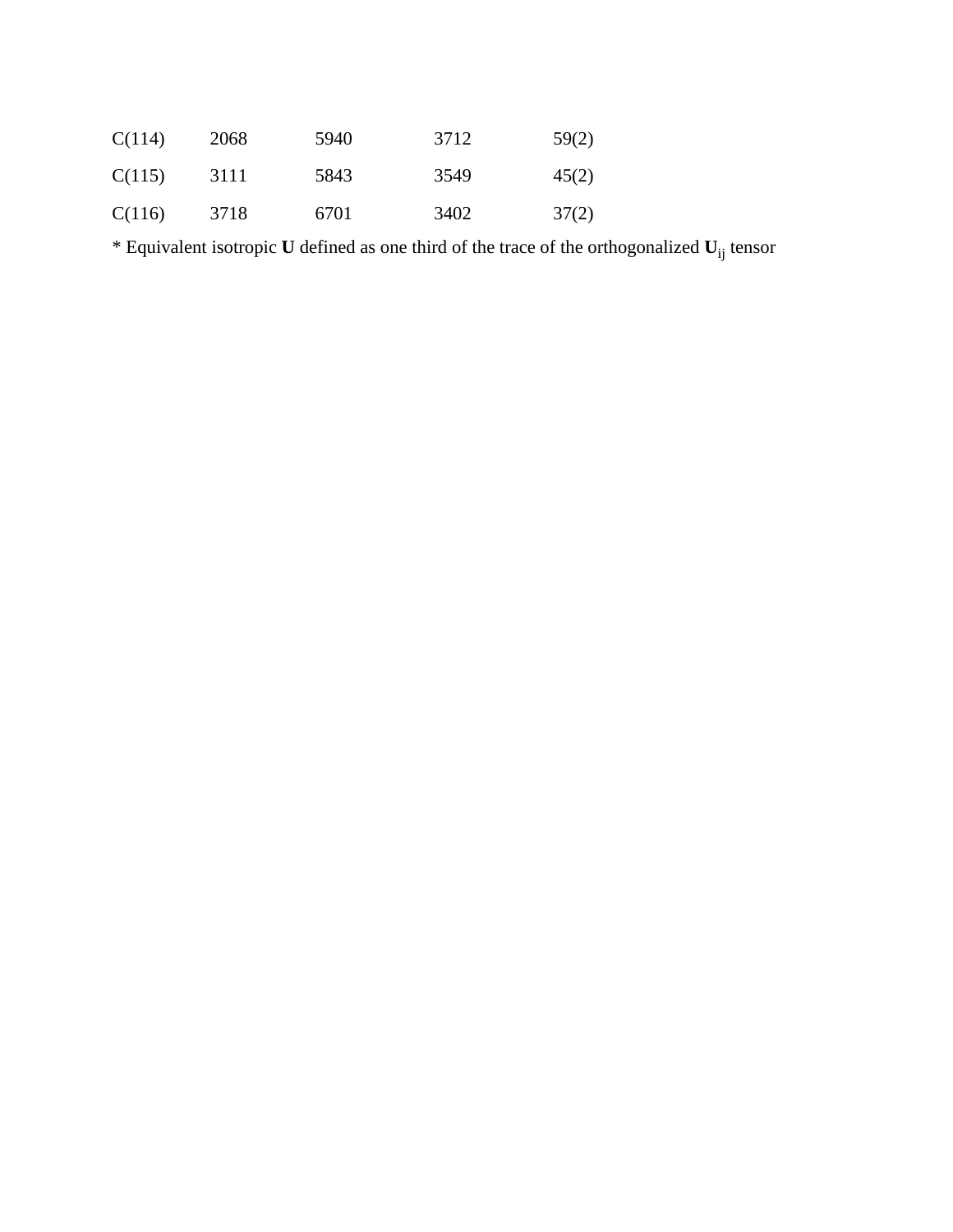| | | | | |
|---|---|---|---|---|
| C(114) | 2068 | 5940 | 3712 | 59(2) |
| C(115) | 3111 | 5843 | 3549 | 45(2) |
| C(116) | 3718 | 6701 | 3402 | 37(2) |

* Equivalent isotropic **U** defined as one third of the trace of the orthogonalized $\mathbf{U}_{ij}$ tensor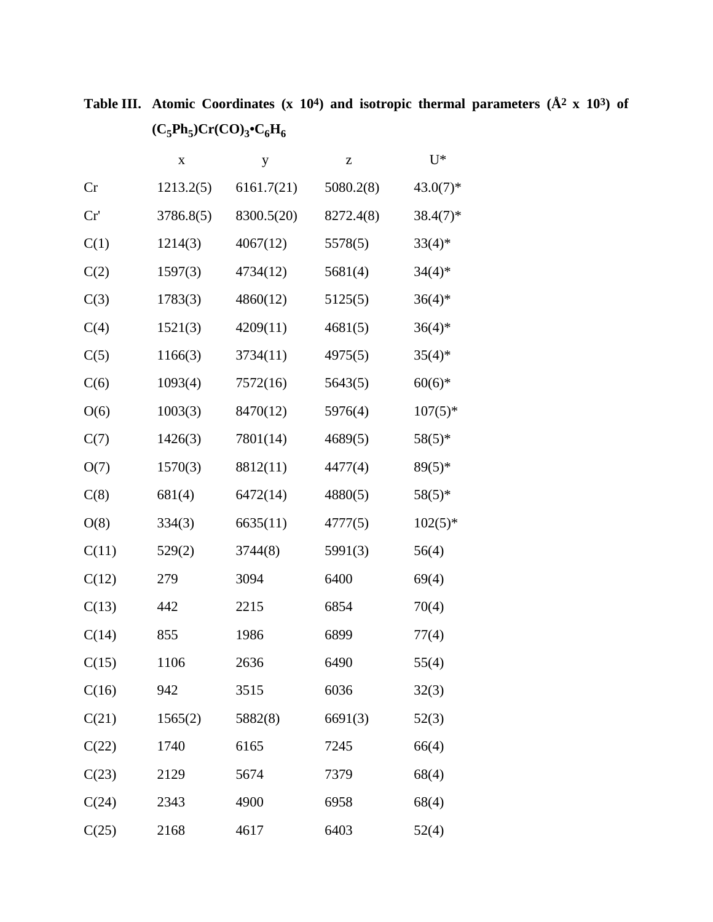**Table III. Atomic Coordinates (x $10^4$) and isotropic thermal parameters (Å$^2$ x $10^3$) of $(C_5Ph_5)Cr(CO)_3 \cdot C_6H_6$**

| | x | y | z | U* |
|---|---|---|---|---|
| Cr | 1213.2(5) | 6161.7(21) | 5080.2(8) | 43.0(7)* |
| Cr' | 3786.8(5) | 8300.5(20) | 8272.4(8) | 38.4(7)* |
| C(1) | 1214(3) | 4067(12) | 5578(5) | 33(4)* |
| C(2) | 1597(3) | 4734(12) | 5681(4) | 34(4)* |
| C(3) | 1783(3) | 4860(12) | 5125(5) | 36(4)* |
| C(4) | 1521(3) | 4209(11) | 4681(5) | 36(4)* |
| C(5) | 1166(3) | 3734(11) | 4975(5) | 35(4)* |
| C(6) | 1093(4) | 7572(16) | 5643(5) | 60(6)* |
| O(6) | 1003(3) | 8470(12) | 5976(4) | 107(5)* |
| C(7) | 1426(3) | 7801(14) | 4689(5) | 58(5)* |
| O(7) | 1570(3) | 8812(11) | 4477(4) | 89(5)* |
| C(8) | 681(4) | 6472(14) | 4880(5) | 58(5)* |
| O(8) | 334(3) | 6635(11) | 4777(5) | 102(5)* |
| C(11) | 529(2) | 3744(8) | 5991(3) | 56(4) |
| C(12) | 279 | 3094 | 6400 | 69(4) |
| C(13) | 442 | 2215 | 6854 | 70(4) |
| C(14) | 855 | 1986 | 6899 | 77(4) |
| C(15) | 1106 | 2636 | 6490 | 55(4) |
| C(16) | 942 | 3515 | 6036 | 32(3) |
| C(21) | 1565(2) | 5882(8) | 6691(3) | 52(3) |
| C(22) | 1740 | 6165 | 7245 | 66(4) |
| C(23) | 2129 | 5674 | 7379 | 68(4) |
| C(24) | 2343 | 4900 | 6958 | 68(4) |
| C(25) | 2168 | 4617 | 6403 | 52(4) |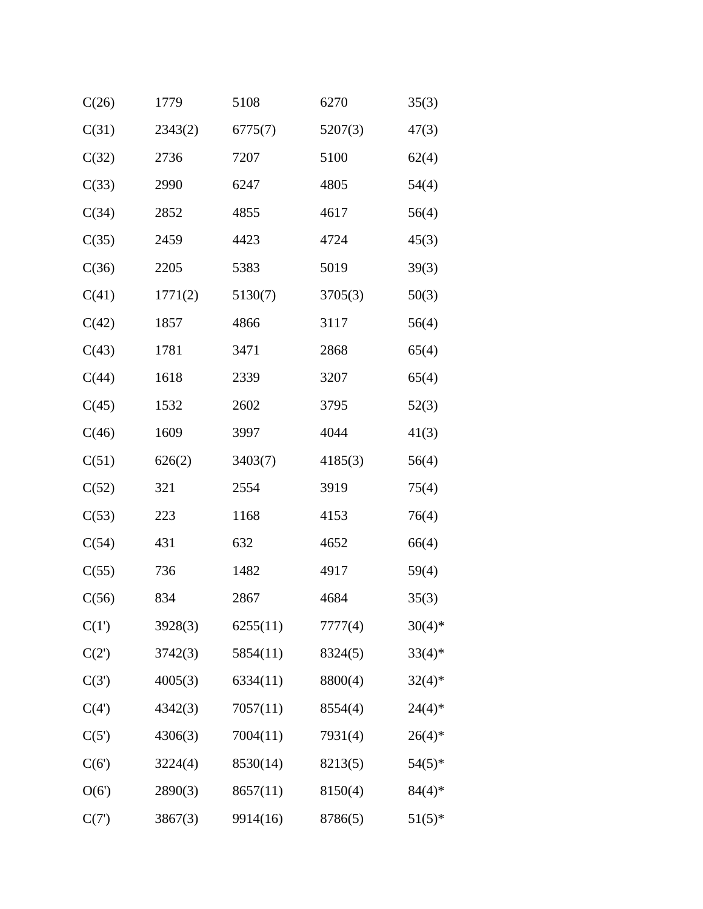| | | | | |
|---|---|---|---|---|
| C(26) | 1779 | 5108 | 6270 | 35(3) |
| C(31) | 2343(2) | 6775(7) | 5207(3) | 47(3) |
| C(32) | 2736 | 7207 | 5100 | 62(4) |
| C(33) | 2990 | 6247 | 4805 | 54(4) |
| C(34) | 2852 | 4855 | 4617 | 56(4) |
| C(35) | 2459 | 4423 | 4724 | 45(3) |
| C(36) | 2205 | 5383 | 5019 | 39(3) |
| C(41) | 1771(2) | 5130(7) | 3705(3) | 50(3) |
| C(42) | 1857 | 4866 | 3117 | 56(4) |
| C(43) | 1781 | 3471 | 2868 | 65(4) |
| C(44) | 1618 | 2339 | 3207 | 65(4) |
| C(45) | 1532 | 2602 | 3795 | 52(3) |
| C(46) | 1609 | 3997 | 4044 | 41(3) |
| C(51) | 626(2) | 3403(7) | 4185(3) | 56(4) |
| C(52) | 321 | 2554 | 3919 | 75(4) |
| C(53) | 223 | 1168 | 4153 | 76(4) |
| C(54) | 431 | 632 | 4652 | 66(4) |
| C(55) | 736 | 1482 | 4917 | 59(4) |
| C(56) | 834 | 2867 | 4684 | 35(3) |
| C(1') | 3928(3) | 6255(11) | 7777(4) | 30(4)* |
| C(2') | 3742(3) | 5854(11) | 8324(5) | 33(4)* |
| C(3') | 4005(3) | 6334(11) | 8800(4) | 32(4)* |
| C(4') | 4342(3) | 7057(11) | 8554(4) | 24(4)* |
| C(5') | 4306(3) | 7004(11) | 7931(4) | 26(4)* |
| C(6') | 3224(4) | 8530(14) | 8213(5) | 54(5)* |
| O(6') | 2890(3) | 8657(11) | 8150(4) | 84(4)* |
| C(7') | 3867(3) | 9914(16) | 8786(5) | 51(5)* |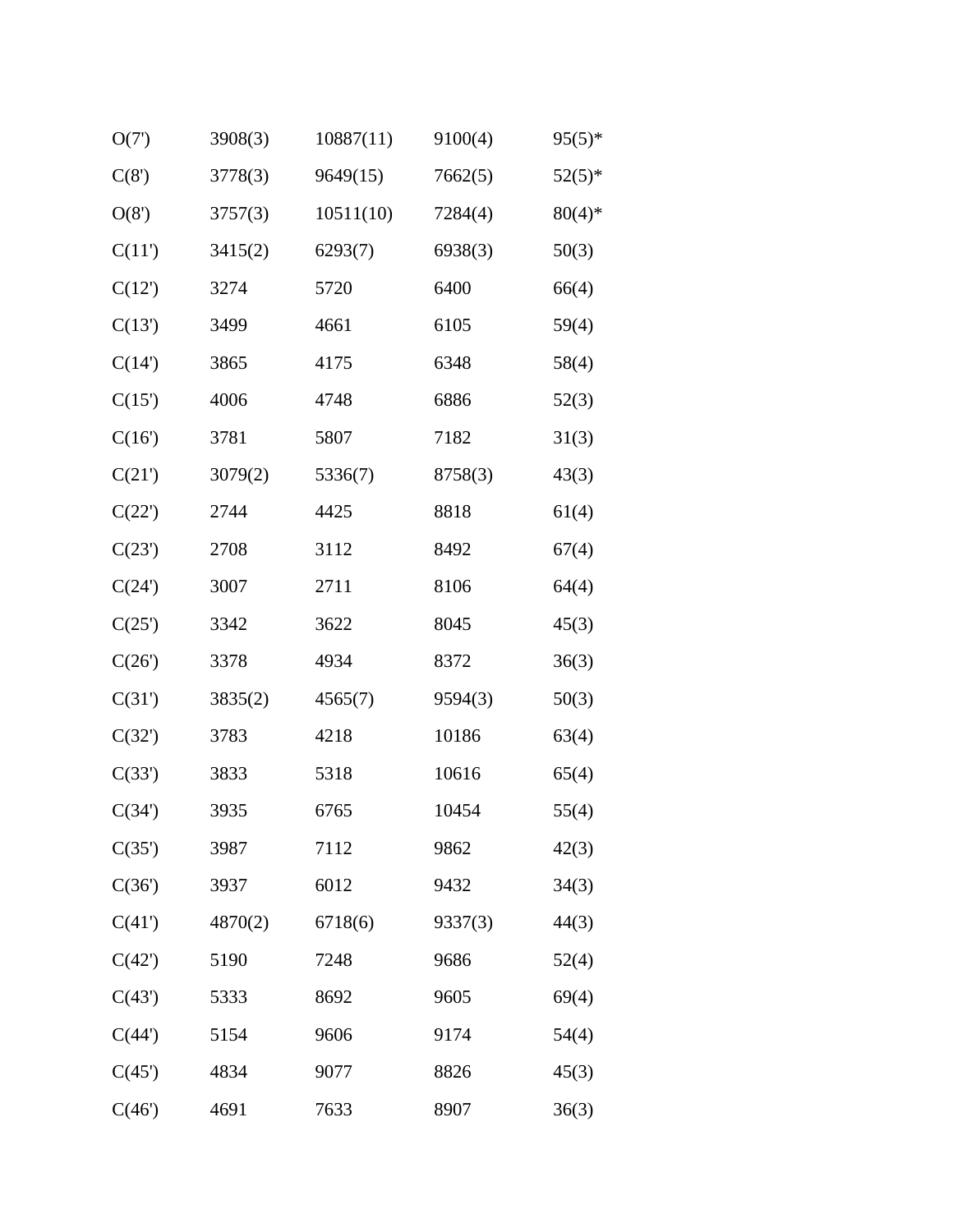| | | | | |
|---|---|---|---|---|
| O(7') | 3908(3) | 10887(11) | 9100(4) | 95(5)* |
| C(8') | 3778(3) | 9649(15) | 7662(5) | 52(5)* |
| O(8') | 3757(3) | 10511(10) | 7284(4) | 80(4)* |
| C(11') | 3415(2) | 6293(7) | 6938(3) | 50(3) |
| C(12') | 3274 | 5720 | 6400 | 66(4) |
| C(13') | 3499 | 4661 | 6105 | 59(4) |
| C(14') | 3865 | 4175 | 6348 | 58(4) |
| C(15') | 4006 | 4748 | 6886 | 52(3) |
| C(16') | 3781 | 5807 | 7182 | 31(3) |
| C(21') | 3079(2) | 5336(7) | 8758(3) | 43(3) |
| C(22') | 2744 | 4425 | 8818 | 61(4) |
| C(23') | 2708 | 3112 | 8492 | 67(4) |
| C(24') | 3007 | 2711 | 8106 | 64(4) |
| C(25') | 3342 | 3622 | 8045 | 45(3) |
| C(26') | 3378 | 4934 | 8372 | 36(3) |
| C(31') | 3835(2) | 4565(7) | 9594(3) | 50(3) |
| C(32') | 3783 | 4218 | 10186 | 63(4) |
| C(33') | 3833 | 5318 | 10616 | 65(4) |
| C(34') | 3935 | 6765 | 10454 | 55(4) |
| C(35') | 3987 | 7112 | 9862 | 42(3) |
| C(36') | 3937 | 6012 | 9432 | 34(3) |
| C(41') | 4870(2) | 6718(6) | 9337(3) | 44(3) |
| C(42') | 5190 | 7248 | 9686 | 52(4) |
| C(43') | 5333 | 8692 | 9605 | 69(4) |
| C(44') | 5154 | 9606 | 9174 | 54(4) |
| C(45') | 4834 | 9077 | 8826 | 45(3) |
| C(46') | 4691 | 7633 | 8907 | 36(3) |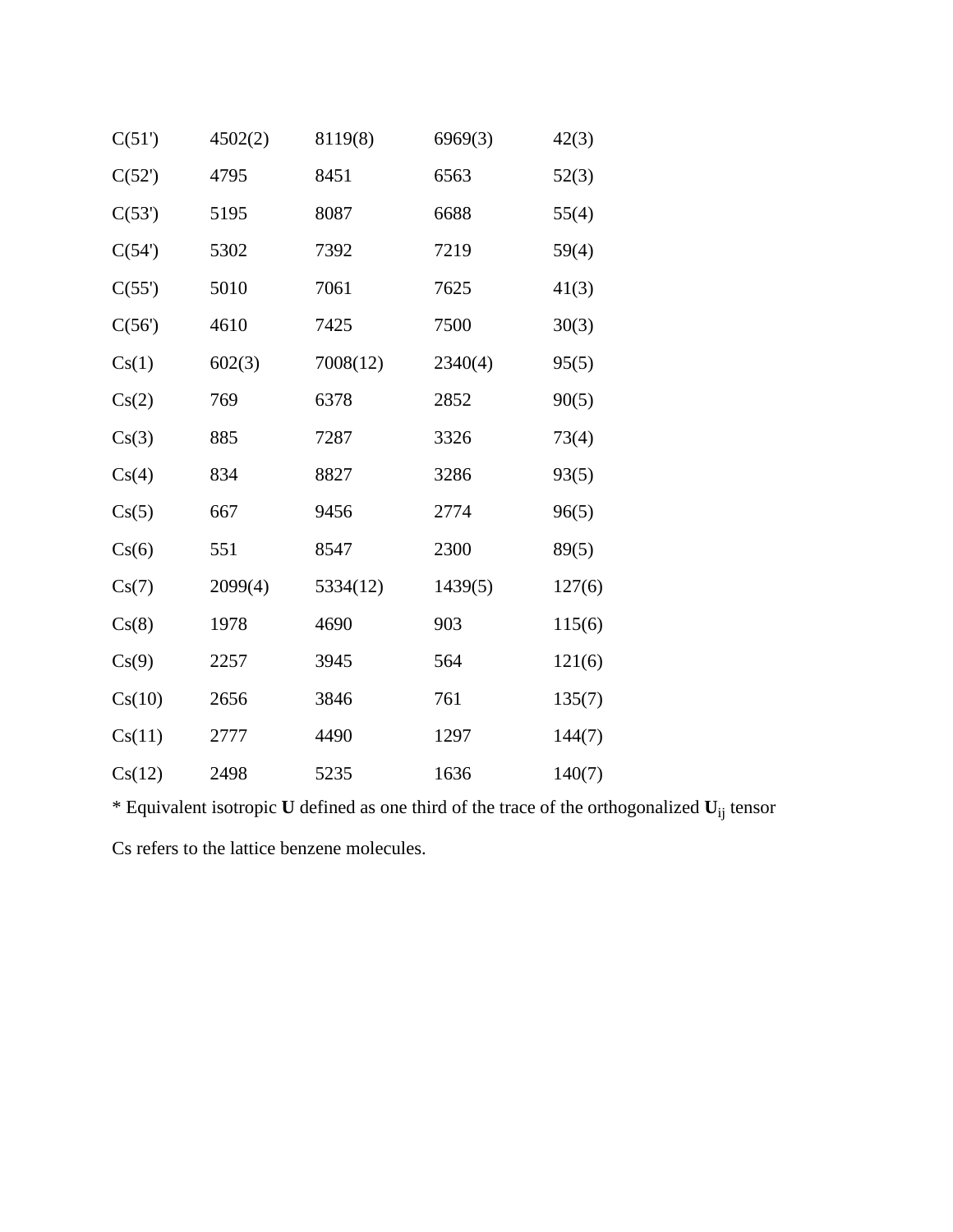| | | | | |
|---|---|---|---|---|
| C(51') | 4502(2) | 8119(8) | 6969(3) | 42(3) |
| C(52') | 4795 | 8451 | 6563 | 52(3) |
| C(53') | 5195 | 8087 | 6688 | 55(4) |
| C(54') | 5302 | 7392 | 7219 | 59(4) |
| C(55') | 5010 | 7061 | 7625 | 41(3) |
| C(56') | 4610 | 7425 | 7500 | 30(3) |
| Cs(1) | 602(3) | 7008(12) | 2340(4) | 95(5) |
| Cs(2) | 769 | 6378 | 2852 | 90(5) |
| Cs(3) | 885 | 7287 | 3326 | 73(4) |
| Cs(4) | 834 | 8827 | 3286 | 93(5) |
| Cs(5) | 667 | 9456 | 2774 | 96(5) |
| Cs(6) | 551 | 8547 | 2300 | 89(5) |
| Cs(7) | 2099(4) | 5334(12) | 1439(5) | 127(6) |
| Cs(8) | 1978 | 4690 | 903 | 115(6) |
| Cs(9) | 2257 | 3945 | 564 | 121(6) |
| Cs(10) | 2656 | 3846 | 761 | 135(7) |
| Cs(11) | 2777 | 4490 | 1297 | 144(7) |
| Cs(12) | 2498 | 5235 | 1636 | 140(7) |

* Equivalent isotropic **U** defined as one third of the trace of the orthogonalized $\mathbf{U}_{ij}$ tensor

Cs refers to the lattice benzene molecules.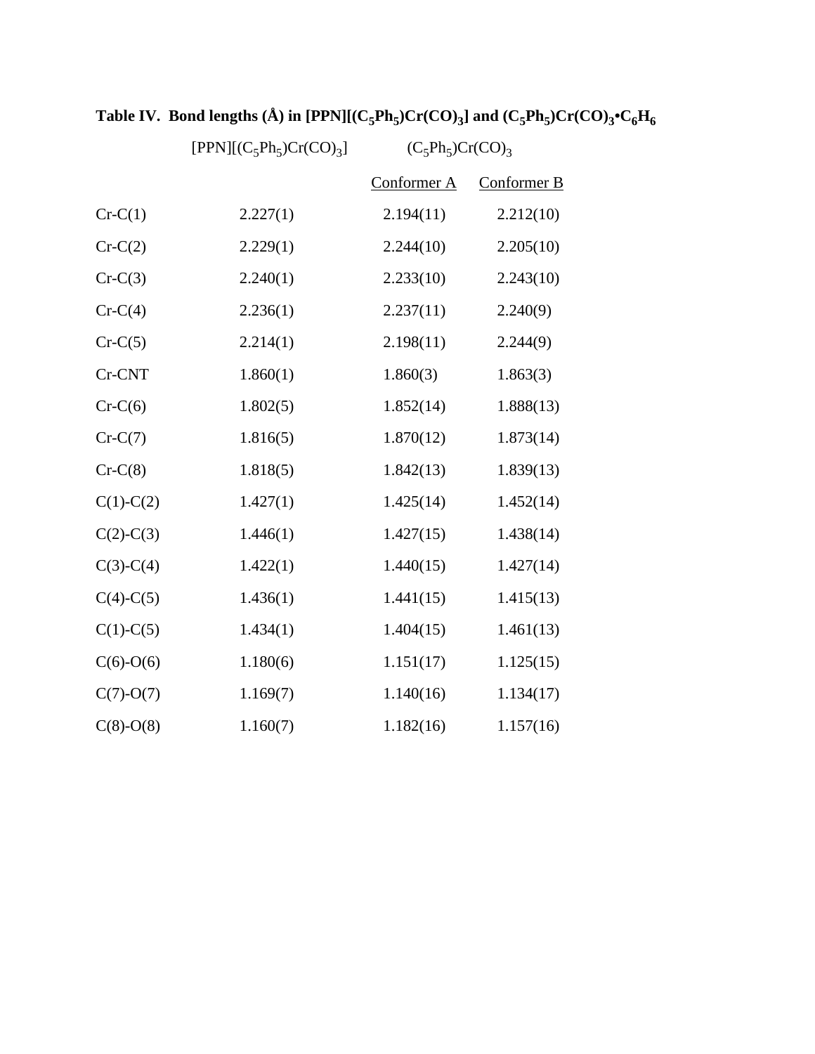**Table IV. Bond lengths (Å) in [PPN][($C_5Ph_5$)Cr(CO)$_3$] and ($C_5Ph_5$)Cr(CO)$_3$•$C_6H_6$**

| | [PPN][($C_5Ph_5$)Cr(CO)$_3$] | ($C_5Ph_5$)Cr(CO)$_3$ | |
|---|---|---|---|
| | | Conformer A | Conformer B |
| Cr-C(1) | 2.227(1) | 2.194(11) | 2.212(10) |
| Cr-C(2) | 2.229(1) | 2.244(10) | 2.205(10) |
| Cr-C(3) | 2.240(1) | 2.233(10) | 2.243(10) |
| Cr-C(4) | 2.236(1) | 2.237(11) | 2.240(9) |
| Cr-C(5) | 2.214(1) | 2.198(11) | 2.244(9) |
| Cr-CNT | 1.860(1) | 1.860(3) | 1.863(3) |
| Cr-C(6) | 1.802(5) | 1.852(14) | 1.888(13) |
| Cr-C(7) | 1.816(5) | 1.870(12) | 1.873(14) |
| Cr-C(8) | 1.818(5) | 1.842(13) | 1.839(13) |
| C(1)-C(2) | 1.427(1) | 1.425(14) | 1.452(14) |
| C(2)-C(3) | 1.446(1) | 1.427(15) | 1.438(14) |
| C(3)-C(4) | 1.422(1) | 1.440(15) | 1.427(14) |
| C(4)-C(5) | 1.436(1) | 1.441(15) | 1.415(13) |
| C(1)-C(5) | 1.434(1) | 1.404(15) | 1.461(13) |
| C(6)-O(6) | 1.180(6) | 1.151(17) | 1.125(15) |
| C(7)-O(7) | 1.169(7) | 1.140(16) | 1.134(17) |
| C(8)-O(8) | 1.160(7) | 1.182(16) | 1.157(16) |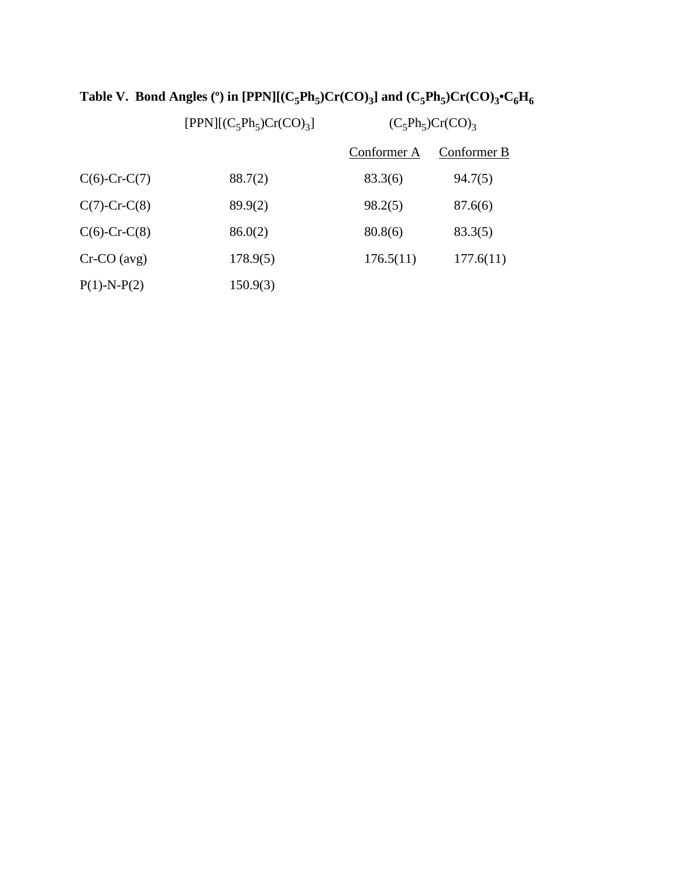**Table V. Bond Angles (º) in [PPN][$(C_5Ph_5)Cr(CO)_3$] and $(C_5Ph_5)Cr(CO)_3$•$C_6H_6$**

| | [PPN][$(C_5Ph_5)Cr(CO)_3$] | $(C_5Ph_5)Cr(CO)_3$ | |
|---|---|---|---|
| | | Conformer A | Conformer B |
| C(6)-Cr-C(7) | 88.7(2) | 83.3(6) | 94.7(5) |
| C(7)-Cr-C(8) | 89.9(2) | 98.2(5) | 87.6(6) |
| C(6)-Cr-C(8) | 86.0(2) | 80.8(6) | 83.3(5) |
| Cr-CO (avg) | 178.9(5) | 176.5(11) | 177.6(11) |
| P(1)-N-P(2) | 150.9(3) | | |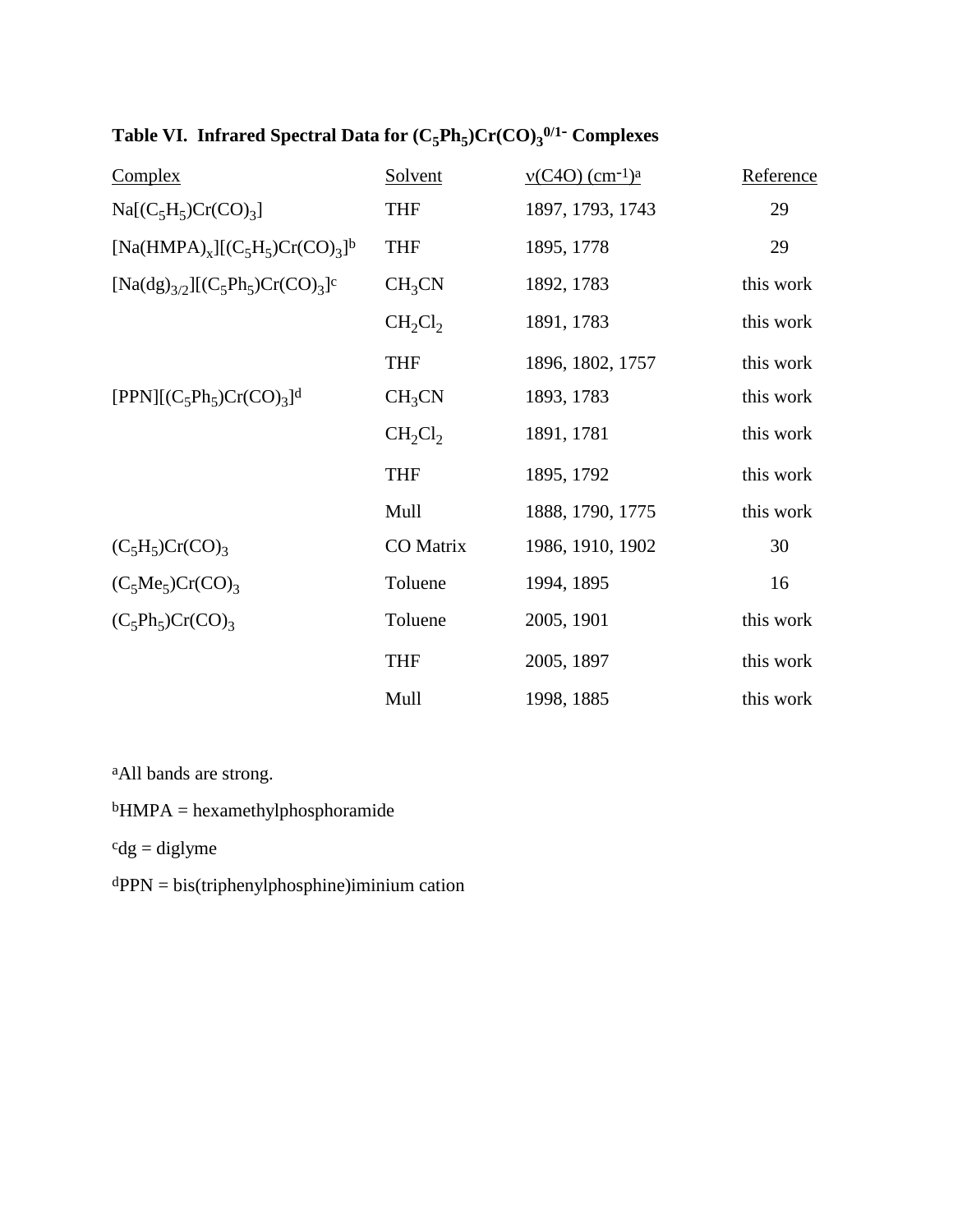**Table VI. Infrared Spectral Data for $(C_5Ph_5)Cr(CO)_3^{0/1-}$ Complexes**

| Complex | Solvent | ν(C4O) ($cm^{-1}$)[a] | Reference |
|---|---|---|---|
| $Na[(C_5H_5)Cr(CO)_3]$ | THF | 1897, 1793, 1743 | 29 |
| $[Na(HMPA)_x][(C_5H_5)Cr(CO)_3]$[b] | THF | 1895, 1778 | 29 |
| $[Na(dg)_{3/2}][(C_5Ph_5)Cr(CO)_3]$[c] | $CH_3CN$ | 1892, 1783 | this work |
| | $CH_2Cl_2$ | 1891, 1783 | this work |
| | THF | 1896, 1802, 1757 | this work |
| $[PPN][(C_5Ph_5)Cr(CO)_3]$[d] | $CH_3CN$ | 1893, 1783 | this work |
| | $CH_2Cl_2$ | 1891, 1781 | this work |
| | THF | 1895, 1792 | this work |
| | Mull | 1888, 1790, 1775 | this work |
| $(C_5H_5)Cr(CO)_3$ | CO Matrix | 1986, 1910, 1902 | 30 |
| $(C_5Me_5)Cr(CO)_3$ | Toluene | 1994, 1895 | 16 |
| $(C_5Ph_5)Cr(CO)_3$ | Toluene | 2005, 1901 | this work |
| | THF | 2005, 1897 | this work |
| | Mull | 1998, 1885 | this work |

[a]All bands are strong.

[b]HMPA = hexamethylphosphoramide

[c]dg = diglyme

[d]PPN = bis(triphenylphosphine)iminium cation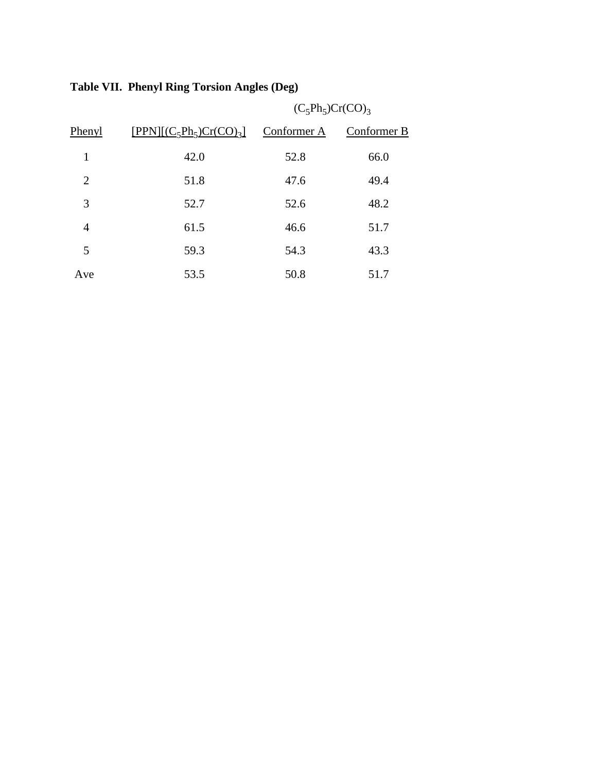**Table VII. Phenyl Ring Torsion Angles (Deg)**

| | | $(C_5Ph_5)Cr(CO)_3$ | |
|---|---|---|---|
| Phenyl | $[PPN][(C_5Ph_5)Cr(CO)_3]$ | Conformer A | Conformer B |
| 1 | 42.0 | 52.8 | 66.0 |
| 2 | 51.8 | 47.6 | 49.4 |
| 3 | 52.7 | 52.6 | 48.2 |
| 4 | 61.5 | 46.6 | 51.7 |
| 5 | 59.3 | 54.3 | 43.3 |
| Ave | 53.5 | 50.8 | 51.7 |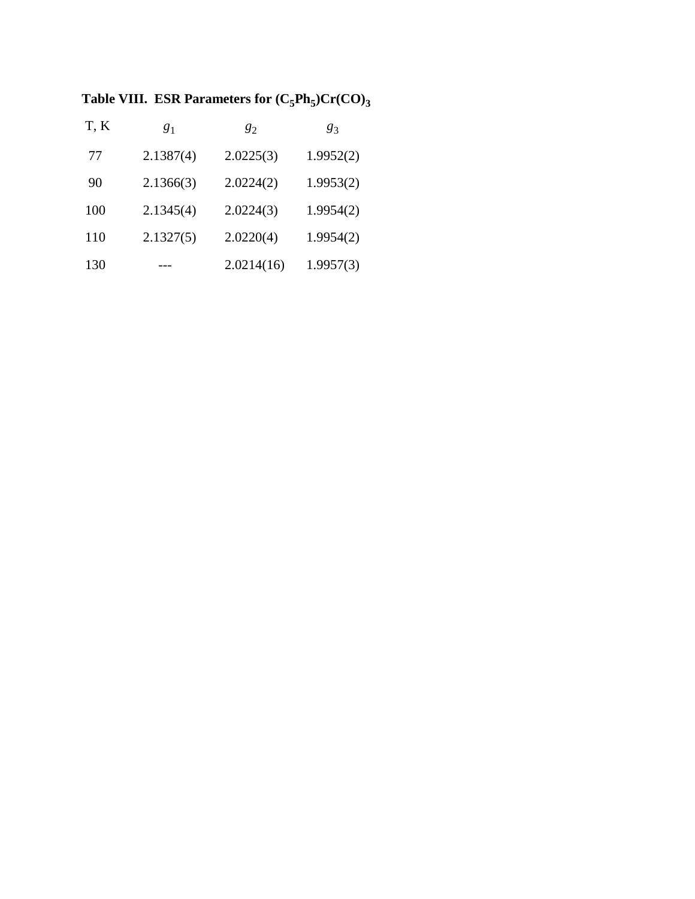**Table VIII. ESR Parameters for $(C_5Ph_5)Cr(CO)_3$**

| T, K | $g_1$ | $g_2$ | $g_3$ |
|---|---|---|---|
| 77 | 2.1387(4) | 2.0225(3) | 1.9952(2) |
| 90 | 2.1366(3) | 2.0224(2) | 1.9953(2) |
| 100 | 2.1345(4) | 2.0224(3) | 1.9954(2) |
| 110 | 2.1327(5) | 2.0220(4) | 1.9954(2) |
| 130 | --- | 2.0214(16) | 1.9957(3) |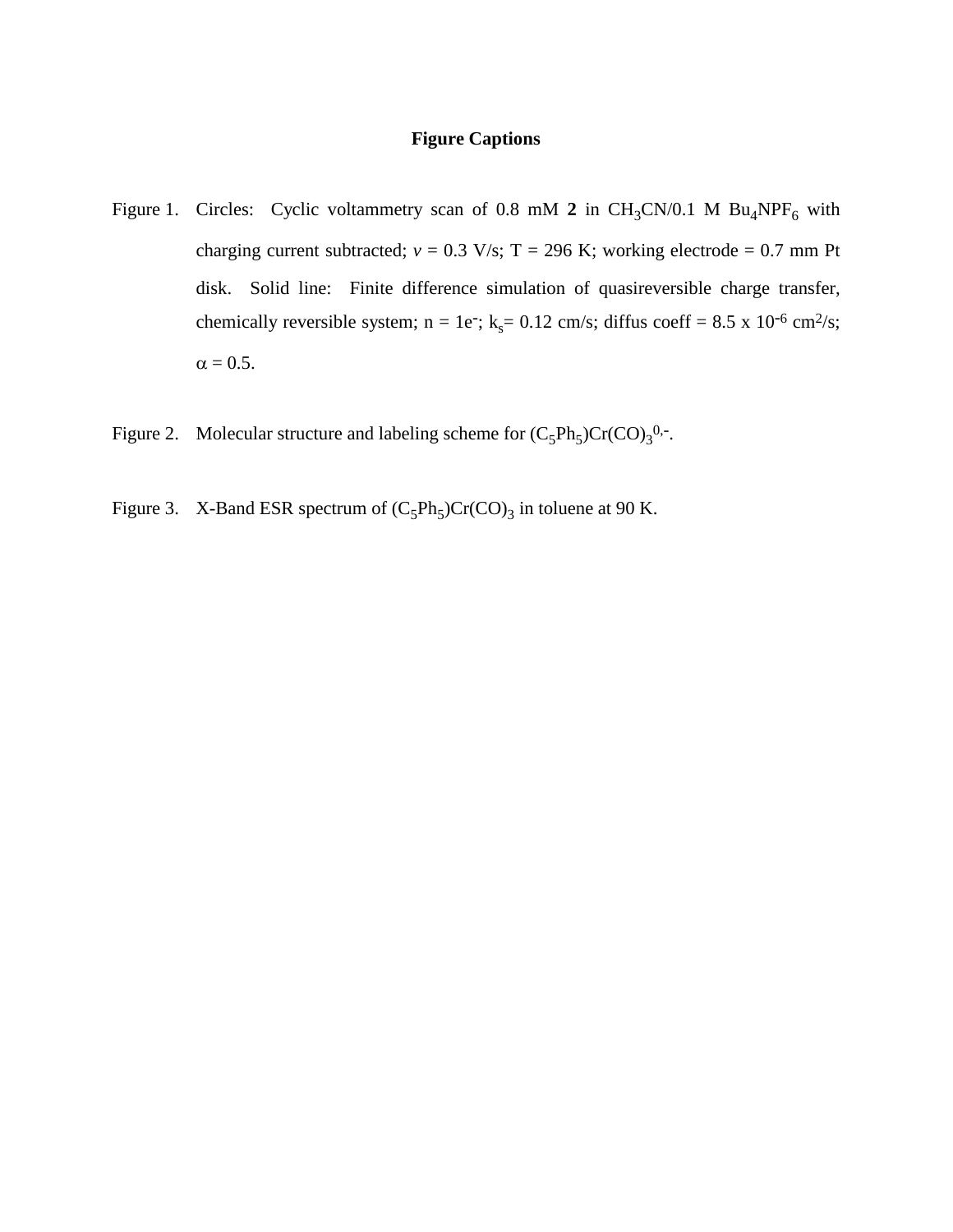## Figure Captions

Figure 1. Circles: Cyclic voltammetry scan of 0.8 mM **2** in $CH_3CN$/0.1 M $Bu_4NPF_6$ with charging current subtracted; $v$ = 0.3 V/s; T = 296 K; working electrode = 0.7 mm Pt disk. Solid line: Finite difference simulation of quasireversible charge transfer, chemically reversible system; n = $1e^-$; $k_s$= 0.12 cm/s; diffus coeff = 8.5 x $10^{-6}$ $cm^2$/s; $\alpha$ = 0.5.

Figure 2. Molecular structure and labeling scheme for $(C_5Ph_5)Cr(CO)_3^{0,-}$.

Figure 3. X-Band ESR spectrum of $(C_5Ph_5)Cr(CO)_3$ in toluene at 90 K.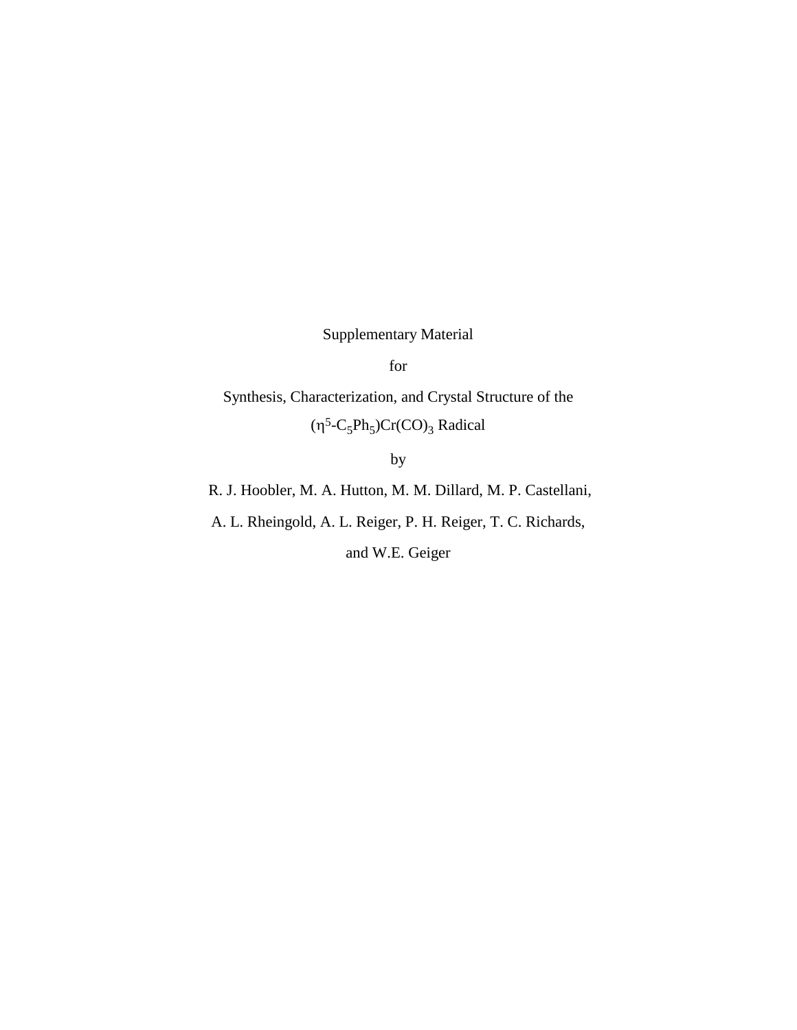Supplementary Material

for

Synthesis, Characterization, and Crystal Structure of the $(\eta^5\text{-}C_5Ph_5)Cr(CO)_3$ Radical

by

R. J. Hoobler, M. A. Hutton, M. M. Dillard, M. P. Castellani,

A. L. Rheingold, A. L. Reiger, P. H. Reiger, T. C. Richards,

and W.E. Geiger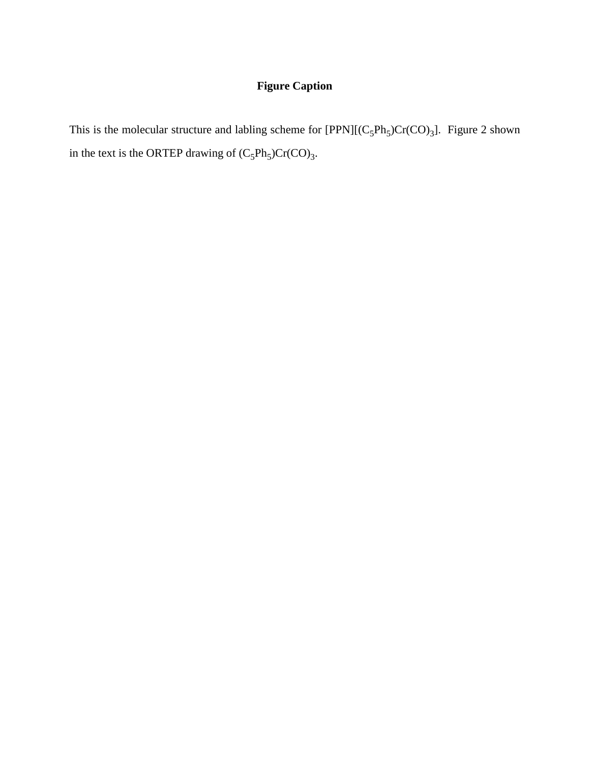**Figure Caption**

This is the molecular structure and labling scheme for [PPN][($C_5Ph_5$)Cr(CO)$_3$]. Figure 2 shown in the text is the ORTEP drawing of ($C_5Ph_5$)Cr(CO)$_3$.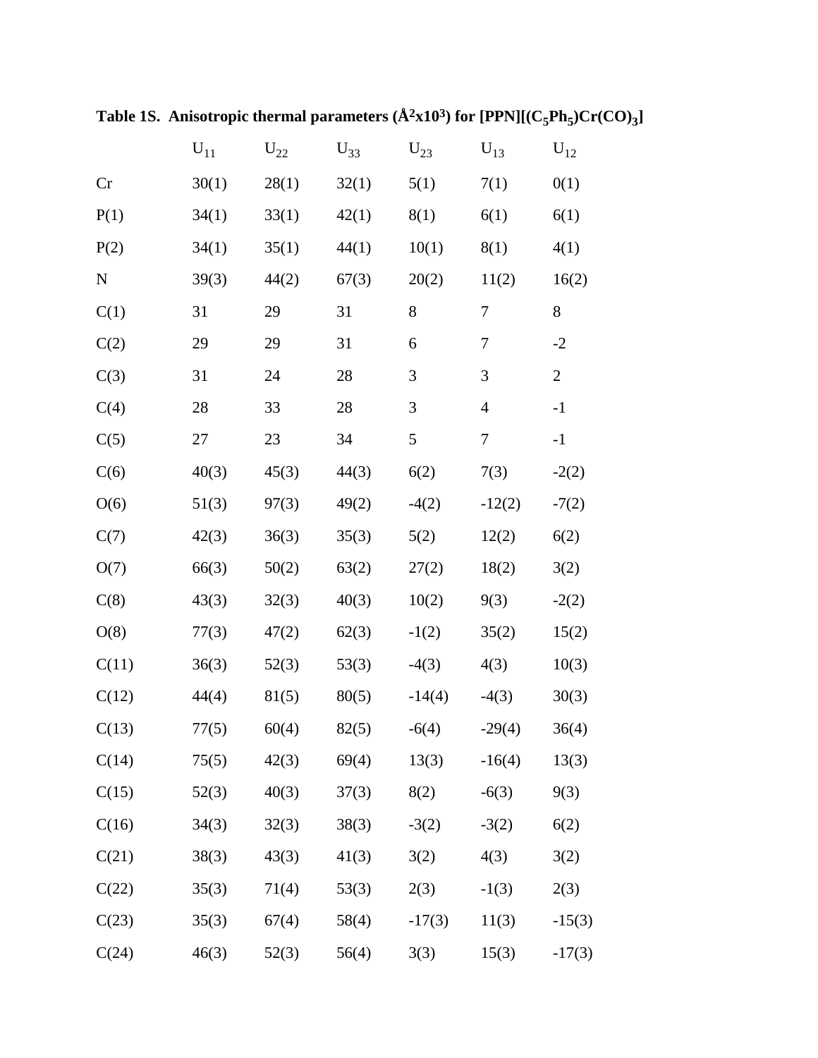**Table 1S. Anisotropic thermal parameters (Å$^2$x10$^3$) for [PPN][($C_5Ph_5$)Cr(CO)$_3$]**

| | $U_{11}$ | $U_{22}$ | $U_{33}$ | $U_{23}$ | $U_{13}$ | $U_{12}$ |
|---|---|---|---|---|---|---|
| Cr | 30(1) | 28(1) | 32(1) | 5(1) | 7(1) | 0(1) |
| P(1) | 34(1) | 33(1) | 42(1) | 8(1) | 6(1) | 6(1) |
| P(2) | 34(1) | 35(1) | 44(1) | 10(1) | 8(1) | 4(1) |
| N | 39(3) | 44(2) | 67(3) | 20(2) | 11(2) | 16(2) |
| C(1) | 31 | 29 | 31 | 8 | 7 | 8 |
| C(2) | 29 | 29 | 31 | 6 | 7 | -2 |
| C(3) | 31 | 24 | 28 | 3 | 3 | 2 |
| C(4) | 28 | 33 | 28 | 3 | 4 | -1 |
| C(5) | 27 | 23 | 34 | 5 | 7 | -1 |
| C(6) | 40(3) | 45(3) | 44(3) | 6(2) | 7(3) | -2(2) |
| O(6) | 51(3) | 97(3) | 49(2) | -4(2) | -12(2) | -7(2) |
| C(7) | 42(3) | 36(3) | 35(3) | 5(2) | 12(2) | 6(2) |
| O(7) | 66(3) | 50(2) | 63(2) | 27(2) | 18(2) | 3(2) |
| C(8) | 43(3) | 32(3) | 40(3) | 10(2) | 9(3) | -2(2) |
| O(8) | 77(3) | 47(2) | 62(3) | -1(2) | 35(2) | 15(2) |
| C(11) | 36(3) | 52(3) | 53(3) | -4(3) | 4(3) | 10(3) |
| C(12) | 44(4) | 81(5) | 80(5) | -14(4) | -4(3) | 30(3) |
| C(13) | 77(5) | 60(4) | 82(5) | -6(4) | -29(4) | 36(4) |
| C(14) | 75(5) | 42(3) | 69(4) | 13(3) | -16(4) | 13(3) |
| C(15) | 52(3) | 40(3) | 37(3) | 8(2) | -6(3) | 9(3) |
| C(16) | 34(3) | 32(3) | 38(3) | -3(2) | -3(2) | 6(2) |
| C(21) | 38(3) | 43(3) | 41(3) | 3(2) | 4(3) | 3(2) |
| C(22) | 35(3) | 71(4) | 53(3) | 2(3) | -1(3) | 2(3) |
| C(23) | 35(3) | 67(4) | 58(4) | -17(3) | 11(3) | -15(3) |
| C(24) | 46(3) | 52(3) | 56(4) | 3(3) | 15(3) | -17(3) |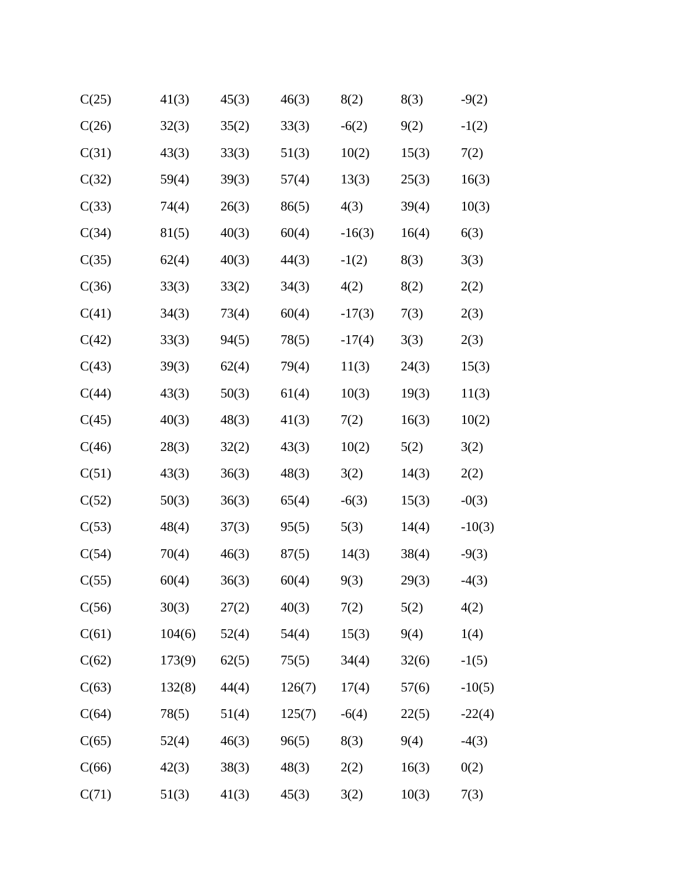| | | | | | | |
|---|---|---|---|---|---|---|
| C(25) | 41(3) | 45(3) | 46(3) | 8(2) | 8(3) | -9(2) |
| C(26) | 32(3) | 35(2) | 33(3) | -6(2) | 9(2) | -1(2) |
| C(31) | 43(3) | 33(3) | 51(3) | 10(2) | 15(3) | 7(2) |
| C(32) | 59(4) | 39(3) | 57(4) | 13(3) | 25(3) | 16(3) |
| C(33) | 74(4) | 26(3) | 86(5) | 4(3) | 39(4) | 10(3) |
| C(34) | 81(5) | 40(3) | 60(4) | -16(3) | 16(4) | 6(3) |
| C(35) | 62(4) | 40(3) | 44(3) | -1(2) | 8(3) | 3(3) |
| C(36) | 33(3) | 33(2) | 34(3) | 4(2) | 8(2) | 2(2) |
| C(41) | 34(3) | 73(4) | 60(4) | -17(3) | 7(3) | 2(3) |
| C(42) | 33(3) | 94(5) | 78(5) | -17(4) | 3(3) | 2(3) |
| C(43) | 39(3) | 62(4) | 79(4) | 11(3) | 24(3) | 15(3) |
| C(44) | 43(3) | 50(3) | 61(4) | 10(3) | 19(3) | 11(3) |
| C(45) | 40(3) | 48(3) | 41(3) | 7(2) | 16(3) | 10(2) |
| C(46) | 28(3) | 32(2) | 43(3) | 10(2) | 5(2) | 3(2) |
| C(51) | 43(3) | 36(3) | 48(3) | 3(2) | 14(3) | 2(2) |
| C(52) | 50(3) | 36(3) | 65(4) | -6(3) | 15(3) | -0(3) |
| C(53) | 48(4) | 37(3) | 95(5) | 5(3) | 14(4) | -10(3) |
| C(54) | 70(4) | 46(3) | 87(5) | 14(3) | 38(4) | -9(3) |
| C(55) | 60(4) | 36(3) | 60(4) | 9(3) | 29(3) | -4(3) |
| C(56) | 30(3) | 27(2) | 40(3) | 7(2) | 5(2) | 4(2) |
| C(61) | 104(6) | 52(4) | 54(4) | 15(3) | 9(4) | 1(4) |
| C(62) | 173(9) | 62(5) | 75(5) | 34(4) | 32(6) | -1(5) |
| C(63) | 132(8) | 44(4) | 126(7) | 17(4) | 57(6) | -10(5) |
| C(64) | 78(5) | 51(4) | 125(7) | -6(4) | 22(5) | -22(4) |
| C(65) | 52(4) | 46(3) | 96(5) | 8(3) | 9(4) | -4(3) |
| C(66) | 42(3) | 38(3) | 48(3) | 2(2) | 16(3) | 0(2) |
| C(71) | 51(3) | 41(3) | 45(3) | 3(2) | 10(3) | 7(3) |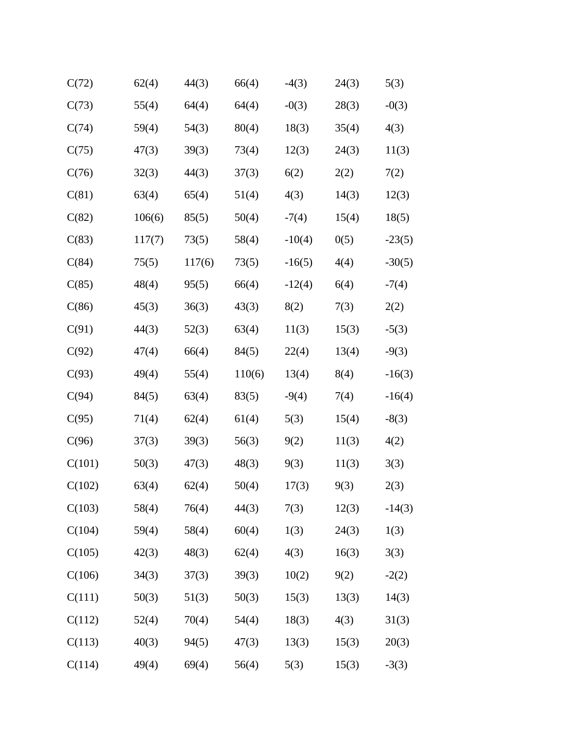| | | | | | | |
|---|---|---|---|---|---|---|
| C(72) | 62(4) | 44(3) | 66(4) | -4(3) | 24(3) | 5(3) |
| C(73) | 55(4) | 64(4) | 64(4) | -0(3) | 28(3) | -0(3) |
| C(74) | 59(4) | 54(3) | 80(4) | 18(3) | 35(4) | 4(3) |
| C(75) | 47(3) | 39(3) | 73(4) | 12(3) | 24(3) | 11(3) |
| C(76) | 32(3) | 44(3) | 37(3) | 6(2) | 2(2) | 7(2) |
| C(81) | 63(4) | 65(4) | 51(4) | 4(3) | 14(3) | 12(3) |
| C(82) | 106(6) | 85(5) | 50(4) | -7(4) | 15(4) | 18(5) |
| C(83) | 117(7) | 73(5) | 58(4) | -10(4) | 0(5) | -23(5) |
| C(84) | 75(5) | 117(6) | 73(5) | -16(5) | 4(4) | -30(5) |
| C(85) | 48(4) | 95(5) | 66(4) | -12(4) | 6(4) | -7(4) |
| C(86) | 45(3) | 36(3) | 43(3) | 8(2) | 7(3) | 2(2) |
| C(91) | 44(3) | 52(3) | 63(4) | 11(3) | 15(3) | -5(3) |
| C(92) | 47(4) | 66(4) | 84(5) | 22(4) | 13(4) | -9(3) |
| C(93) | 49(4) | 55(4) | 110(6) | 13(4) | 8(4) | -16(3) |
| C(94) | 84(5) | 63(4) | 83(5) | -9(4) | 7(4) | -16(4) |
| C(95) | 71(4) | 62(4) | 61(4) | 5(3) | 15(4) | -8(3) |
| C(96) | 37(3) | 39(3) | 56(3) | 9(2) | 11(3) | 4(2) |
| C(101) | 50(3) | 47(3) | 48(3) | 9(3) | 11(3) | 3(3) |
| C(102) | 63(4) | 62(4) | 50(4) | 17(3) | 9(3) | 2(3) |
| C(103) | 58(4) | 76(4) | 44(3) | 7(3) | 12(3) | -14(3) |
| C(104) | 59(4) | 58(4) | 60(4) | 1(3) | 24(3) | 1(3) |
| C(105) | 42(3) | 48(3) | 62(4) | 4(3) | 16(3) | 3(3) |
| C(106) | 34(3) | 37(3) | 39(3) | 10(2) | 9(2) | -2(2) |
| C(111) | 50(3) | 51(3) | 50(3) | 15(3) | 13(3) | 14(3) |
| C(112) | 52(4) | 70(4) | 54(4) | 18(3) | 4(3) | 31(3) |
| C(113) | 40(3) | 94(5) | 47(3) | 13(3) | 15(3) | 20(3) |
| C(114) | 49(4) | 69(4) | 56(4) | 5(3) | 15(3) | -3(3) |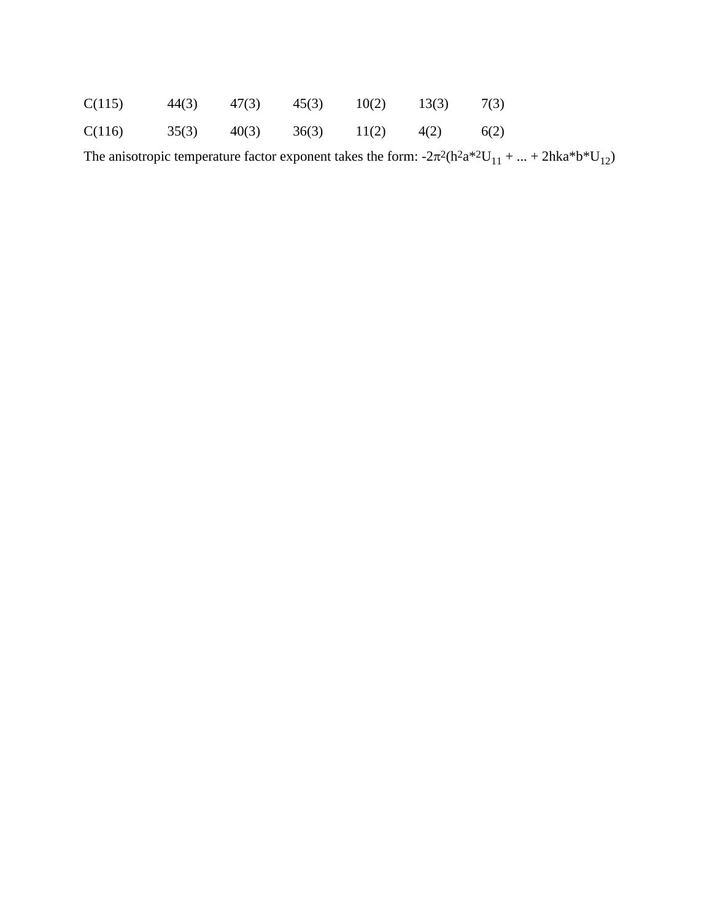| | | | | | | |
|---|---|---|---|---|---|---|
| C(115) | 44(3) | 47(3) | 45(3) | 10(2) | 13(3) | 7(3) |
| C(116) | 35(3) | 40(3) | 36(3) | 11(2) | 4(2) | 6(2) |

The anisotropic temperature factor exponent takes the form: $-2\pi^2(h^2a^{*2}U_{11} + ... + 2hka^*b^*U_{12})$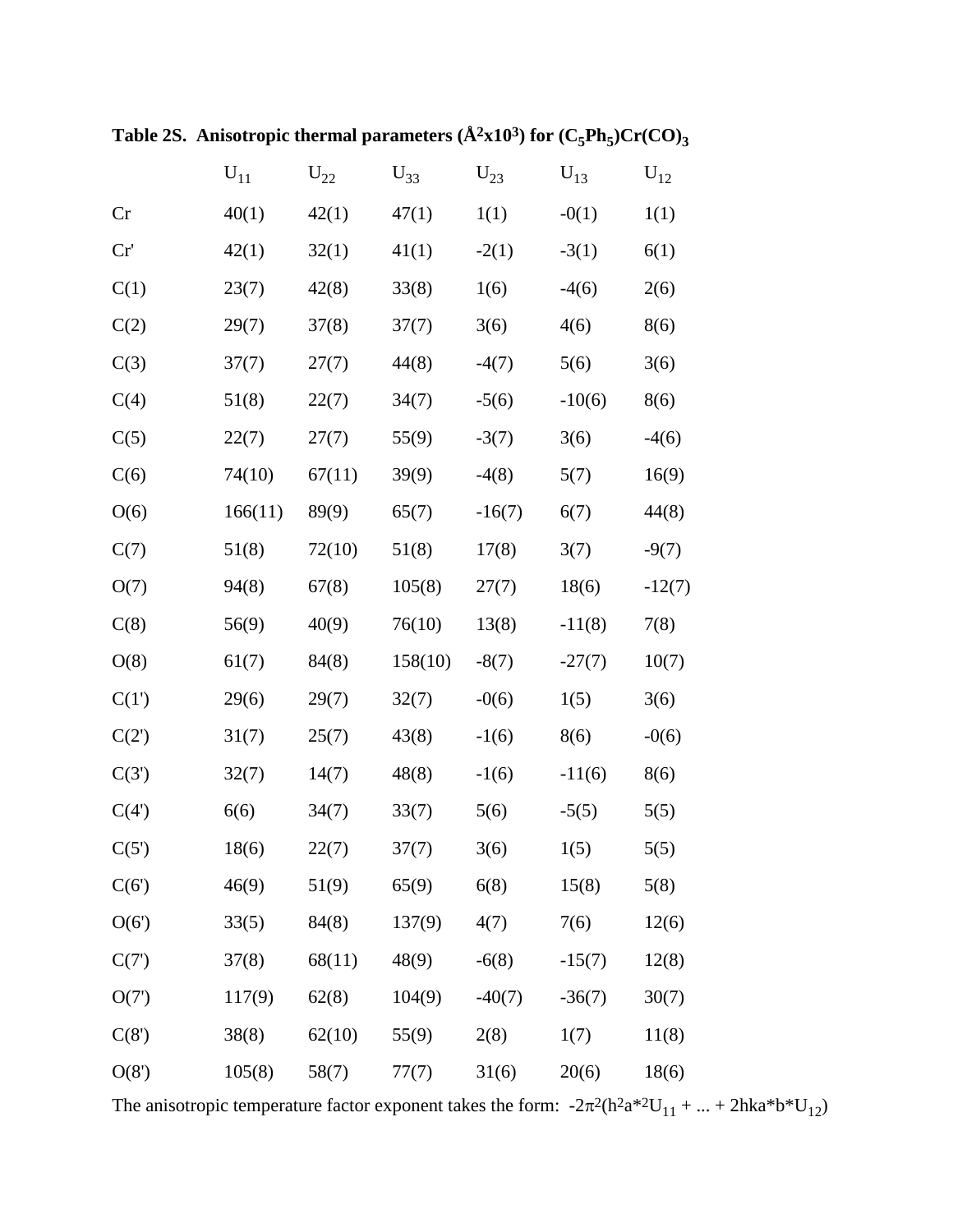**Table 2S. Anisotropic thermal parameters ($Å^2x10^3$) for $(C_5Ph_5)Cr(CO)_3$**

| | $U_{11}$ | $U_{22}$ | $U_{33}$ | $U_{23}$ | $U_{13}$ | $U_{12}$ |
|---|---|---|---|---|---|---|
| Cr | 40(1) | 42(1) | 47(1) | 1(1) | -0(1) | 1(1) |
| Cr' | 42(1) | 32(1) | 41(1) | -2(1) | -3(1) | 6(1) |
| C(1) | 23(7) | 42(8) | 33(8) | 1(6) | -4(6) | 2(6) |
| C(2) | 29(7) | 37(8) | 37(7) | 3(6) | 4(6) | 8(6) |
| C(3) | 37(7) | 27(7) | 44(8) | -4(7) | 5(6) | 3(6) |
| C(4) | 51(8) | 22(7) | 34(7) | -5(6) | -10(6) | 8(6) |
| C(5) | 22(7) | 27(7) | 55(9) | -3(7) | 3(6) | -4(6) |
| C(6) | 74(10) | 67(11) | 39(9) | -4(8) | 5(7) | 16(9) |
| O(6) | 166(11) | 89(9) | 65(7) | -16(7) | 6(7) | 44(8) |
| C(7) | 51(8) | 72(10) | 51(8) | 17(8) | 3(7) | -9(7) |
| O(7) | 94(8) | 67(8) | 105(8) | 27(7) | 18(6) | -12(7) |
| C(8) | 56(9) | 40(9) | 76(10) | 13(8) | -11(8) | 7(8) |
| O(8) | 61(7) | 84(8) | 158(10) | -8(7) | -27(7) | 10(7) |
| C(1') | 29(6) | 29(7) | 32(7) | -0(6) | 1(5) | 3(6) |
| C(2') | 31(7) | 25(7) | 43(8) | -1(6) | 8(6) | -0(6) |
| C(3') | 32(7) | 14(7) | 48(8) | -1(6) | -11(6) | 8(6) |
| C(4') | 6(6) | 34(7) | 33(7) | 5(6) | -5(5) | 5(5) |
| C(5') | 18(6) | 22(7) | 37(7) | 3(6) | 1(5) | 5(5) |
| C(6') | 46(9) | 51(9) | 65(9) | 6(8) | 15(8) | 5(8) |
| O(6') | 33(5) | 84(8) | 137(9) | 4(7) | 7(6) | 12(6) |
| C(7') | 37(8) | 68(11) | 48(9) | -6(8) | -15(7) | 12(8) |
| O(7') | 117(9) | 62(8) | 104(9) | -40(7) | -36(7) | 30(7) |
| C(8') | 38(8) | 62(10) | 55(9) | 2(8) | 1(7) | 11(8) |
| O(8') | 105(8) | 58(7) | 77(7) | 31(6) | 20(6) | 18(6) |

The anisotropic temperature factor exponent takes the form: $-2\pi^2(h^2a^{*2}U_{11} + ... + 2hka^*b^*U_{12})$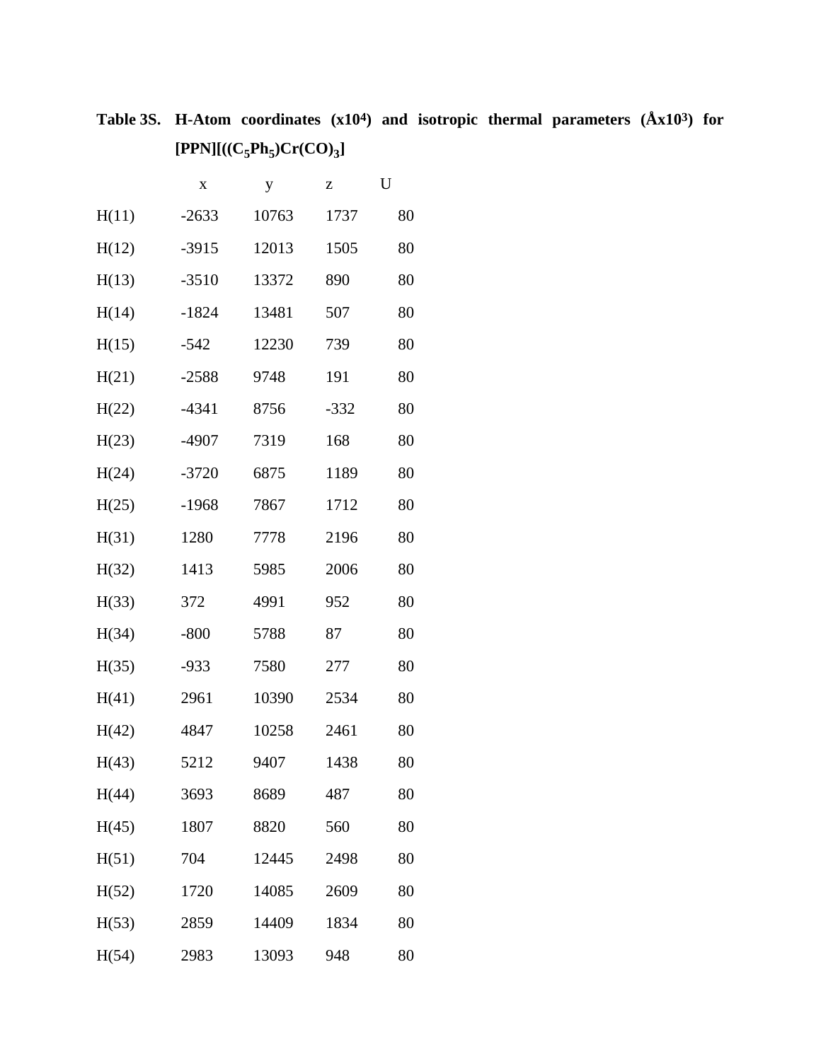**Table 3S. H-Atom coordinates (x$10^4$) and isotropic thermal parameters (Åx$10^3$) for [PPN][($(C_5Ph_5)Cr(CO)_3$)]**

| | x | y | z | U |
|---|---|---|---|---|
| H(11) | -2633 | 10763 | 1737 | 80 |
| H(12) | -3915 | 12013 | 1505 | 80 |
| H(13) | -3510 | 13372 | 890 | 80 |
| H(14) | -1824 | 13481 | 507 | 80 |
| H(15) | -542 | 12230 | 739 | 80 |
| H(21) | -2588 | 9748 | 191 | 80 |
| H(22) | -4341 | 8756 | -332 | 80 |
| H(23) | -4907 | 7319 | 168 | 80 |
| H(24) | -3720 | 6875 | 1189 | 80 |
| H(25) | -1968 | 7867 | 1712 | 80 |
| H(31) | 1280 | 7778 | 2196 | 80 |
| H(32) | 1413 | 5985 | 2006 | 80 |
| H(33) | 372 | 4991 | 952 | 80 |
| H(34) | -800 | 5788 | 87 | 80 |
| H(35) | -933 | 7580 | 277 | 80 |
| H(41) | 2961 | 10390 | 2534 | 80 |
| H(42) | 4847 | 10258 | 2461 | 80 |
| H(43) | 5212 | 9407 | 1438 | 80 |
| H(44) | 3693 | 8689 | 487 | 80 |
| H(45) | 1807 | 8820 | 560 | 80 |
| H(51) | 704 | 12445 | 2498 | 80 |
| H(52) | 1720 | 14085 | 2609 | 80 |
| H(53) | 2859 | 14409 | 1834 | 80 |
| H(54) | 2983 | 13093 | 948 | 80 |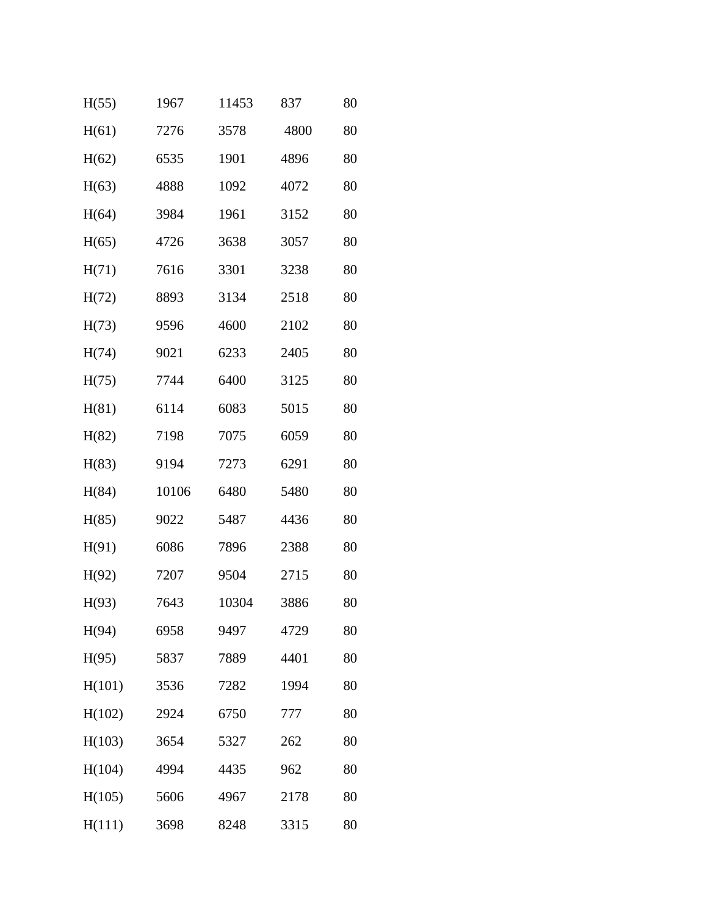| | | | | |
|---|---|---|---|---|
| H(55) | 1967 | 11453 | 837 | 80 |
| H(61) | 7276 | 3578 | 4800 | 80 |
| H(62) | 6535 | 1901 | 4896 | 80 |
| H(63) | 4888 | 1092 | 4072 | 80 |
| H(64) | 3984 | 1961 | 3152 | 80 |
| H(65) | 4726 | 3638 | 3057 | 80 |
| H(71) | 7616 | 3301 | 3238 | 80 |
| H(72) | 8893 | 3134 | 2518 | 80 |
| H(73) | 9596 | 4600 | 2102 | 80 |
| H(74) | 9021 | 6233 | 2405 | 80 |
| H(75) | 7744 | 6400 | 3125 | 80 |
| H(81) | 6114 | 6083 | 5015 | 80 |
| H(82) | 7198 | 7075 | 6059 | 80 |
| H(83) | 9194 | 7273 | 6291 | 80 |
| H(84) | 10106 | 6480 | 5480 | 80 |
| H(85) | 9022 | 5487 | 4436 | 80 |
| H(91) | 6086 | 7896 | 2388 | 80 |
| H(92) | 7207 | 9504 | 2715 | 80 |
| H(93) | 7643 | 10304 | 3886 | 80 |
| H(94) | 6958 | 9497 | 4729 | 80 |
| H(95) | 5837 | 7889 | 4401 | 80 |
| H(101) | 3536 | 7282 | 1994 | 80 |
| H(102) | 2924 | 6750 | 777 | 80 |
| H(103) | 3654 | 5327 | 262 | 80 |
| H(104) | 4994 | 4435 | 962 | 80 |
| H(105) | 5606 | 4967 | 2178 | 80 |
| H(111) | 3698 | 8248 | 3315 | 80 |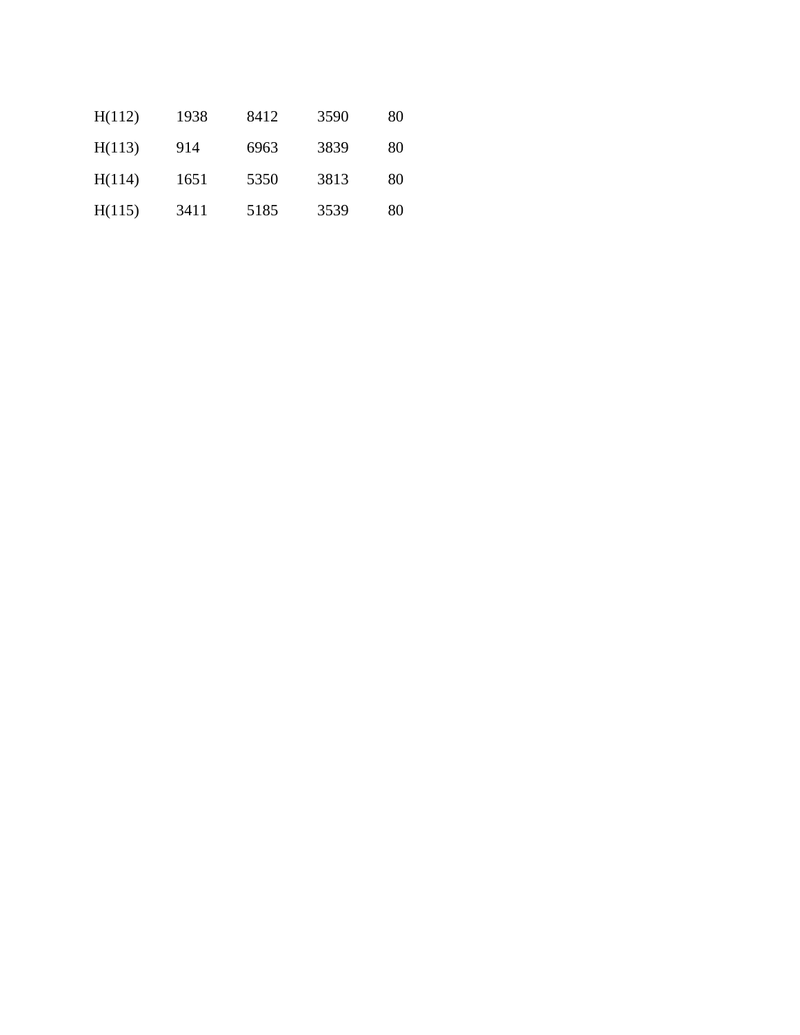| | | | | |
|---|---|---|---|---|
| H(112) | 1938 | 8412 | 3590 | 80 |
| H(113) | 914 | 6963 | 3839 | 80 |
| H(114) | 1651 | 5350 | 3813 | 80 |
| H(115) | 3411 | 5185 | 3539 | 80 |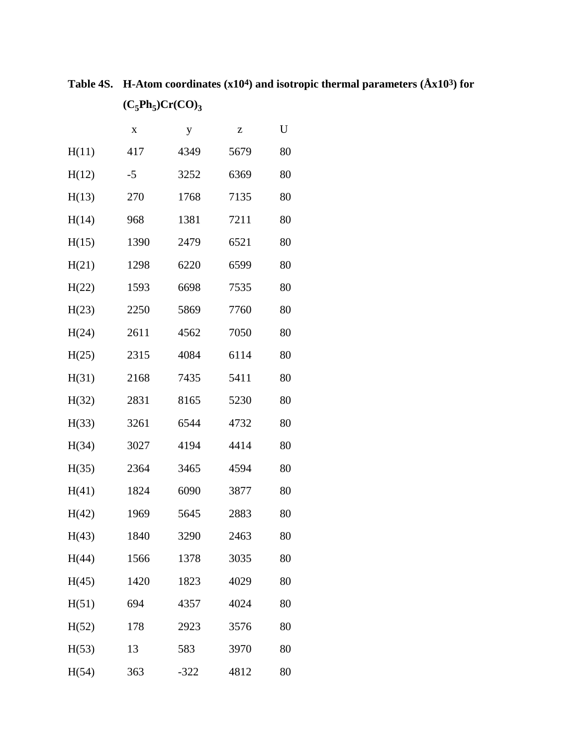**Table 4S. H-Atom coordinates (x10⁴) and isotropic thermal parameters (Åx10³) for $(C_5Ph_5)Cr(CO)_3$**

| | x | y | z | U |
|---|---|---|---|---|
| H(11) | 417 | 4349 | 5679 | 80 |
| H(12) | -5 | 3252 | 6369 | 80 |
| H(13) | 270 | 1768 | 7135 | 80 |
| H(14) | 968 | 1381 | 7211 | 80 |
| H(15) | 1390 | 2479 | 6521 | 80 |
| H(21) | 1298 | 6220 | 6599 | 80 |
| H(22) | 1593 | 6698 | 7535 | 80 |
| H(23) | 2250 | 5869 | 7760 | 80 |
| H(24) | 2611 | 4562 | 7050 | 80 |
| H(25) | 2315 | 4084 | 6114 | 80 |
| H(31) | 2168 | 7435 | 5411 | 80 |
| H(32) | 2831 | 8165 | 5230 | 80 |
| H(33) | 3261 | 6544 | 4732 | 80 |
| H(34) | 3027 | 4194 | 4414 | 80 |
| H(35) | 2364 | 3465 | 4594 | 80 |
| H(41) | 1824 | 6090 | 3877 | 80 |
| H(42) | 1969 | 5645 | 2883 | 80 |
| H(43) | 1840 | 3290 | 2463 | 80 |
| H(44) | 1566 | 1378 | 3035 | 80 |
| H(45) | 1420 | 1823 | 4029 | 80 |
| H(51) | 694 | 4357 | 4024 | 80 |
| H(52) | 178 | 2923 | 3576 | 80 |
| H(53) | 13 | 583 | 3970 | 80 |
| H(54) | 363 | -322 | 4812 | 80 |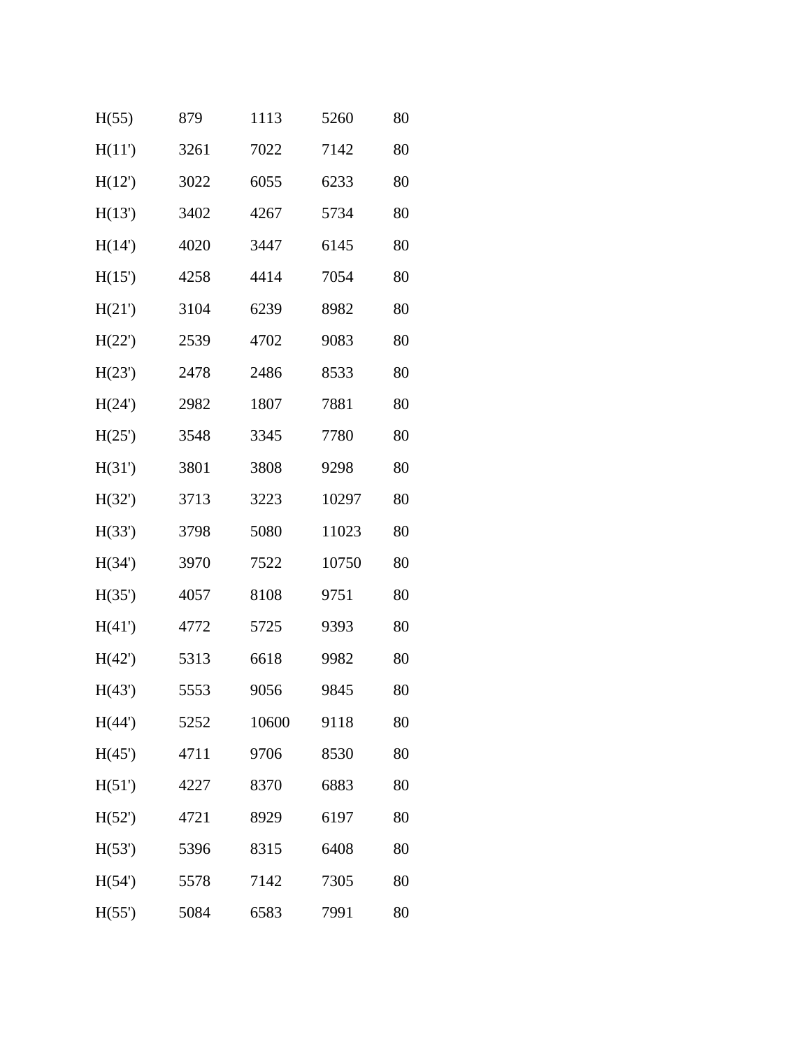| | | | | |
|---|---|---|---|---|
| H(55) | 879 | 1113 | 5260 | 80 |
| H(11') | 3261 | 7022 | 7142 | 80 |
| H(12') | 3022 | 6055 | 6233 | 80 |
| H(13') | 3402 | 4267 | 5734 | 80 |
| H(14') | 4020 | 3447 | 6145 | 80 |
| H(15') | 4258 | 4414 | 7054 | 80 |
| H(21') | 3104 | 6239 | 8982 | 80 |
| H(22') | 2539 | 4702 | 9083 | 80 |
| H(23') | 2478 | 2486 | 8533 | 80 |
| H(24') | 2982 | 1807 | 7881 | 80 |
| H(25') | 3548 | 3345 | 7780 | 80 |
| H(31') | 3801 | 3808 | 9298 | 80 |
| H(32') | 3713 | 3223 | 10297 | 80 |
| H(33') | 3798 | 5080 | 11023 | 80 |
| H(34') | 3970 | 7522 | 10750 | 80 |
| H(35') | 4057 | 8108 | 9751 | 80 |
| H(41') | 4772 | 5725 | 9393 | 80 |
| H(42') | 5313 | 6618 | 9982 | 80 |
| H(43') | 5553 | 9056 | 9845 | 80 |
| H(44') | 5252 | 10600 | 9118 | 80 |
| H(45') | 4711 | 9706 | 8530 | 80 |
| H(51') | 4227 | 8370 | 6883 | 80 |
| H(52') | 4721 | 8929 | 6197 | 80 |
| H(53') | 5396 | 8315 | 6408 | 80 |
| H(54') | 5578 | 7142 | 7305 | 80 |
| H(55') | 5084 | 6583 | 7991 | 80 |